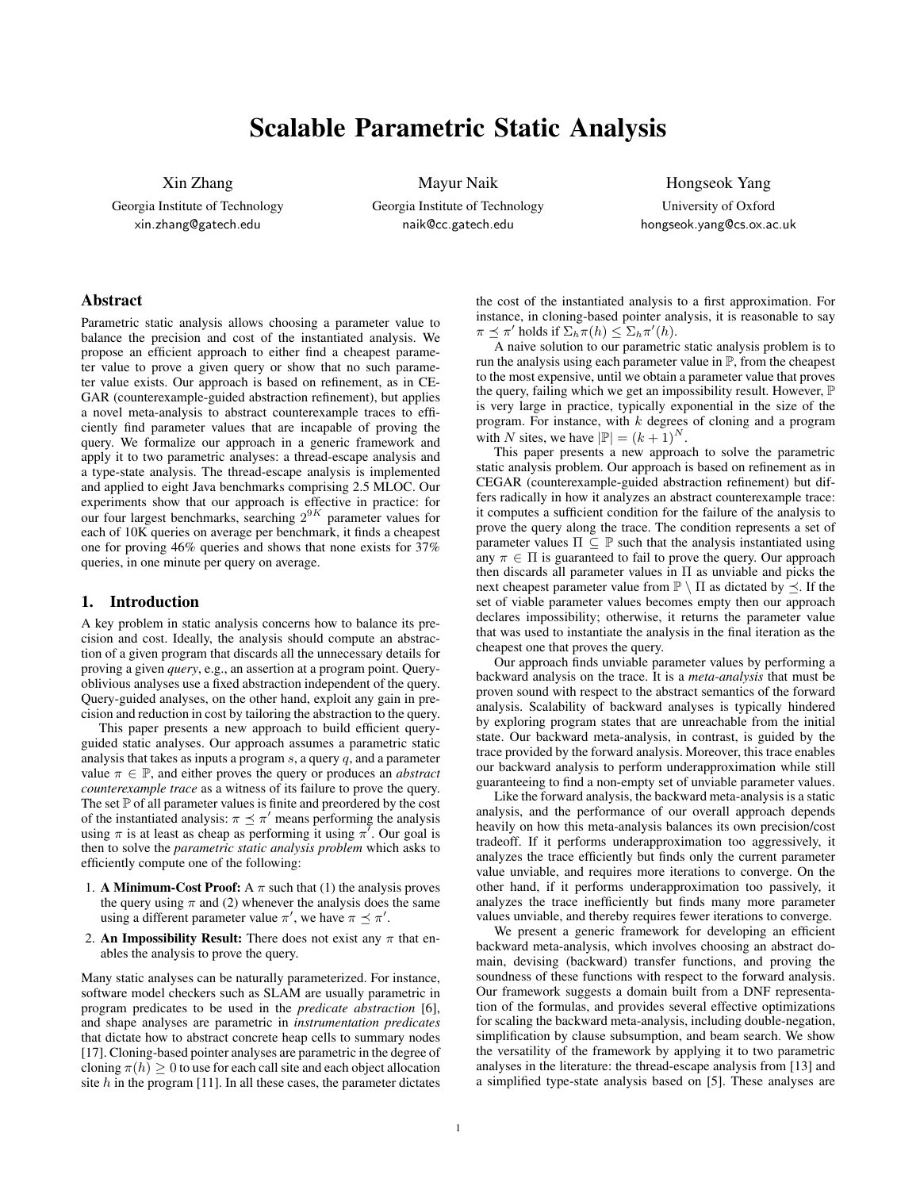# Scalable Parametric Static Analysis

Xin Zhang
Georgia Institute of Technology
xin.zhang@gatech.edu

Mayur Naik
Georgia Institute of Technology
naik@cc.gatech.edu

Hongseok Yang
University of Oxford
hongseok.yang@cs.ox.ac.uk

## Abstract

Parametric static analysis allows choosing a parameter value to balance the precision and cost of the instantiated analysis. We propose an efficient approach to either find a cheapest parameter value to prove a given query or show that no such parameter value exists. Our approach is based on refinement, as in CEGAR (counterexample-guided abstraction refinement), but applies a novel meta-analysis to abstract counterexample traces to efficiently find parameter values that are incapable of proving the query. We formalize our approach in a generic framework and apply it to two parametric analyses: a thread-escape analysis and a type-state analysis. The thread-escape analysis is implemented and applied to eight Java benchmarks comprising 2.5 MLOC. Our experiments show that our approach is effective in practice: for our four largest benchmarks, searching $2^{9K}$ parameter values for each of 10K queries on average per benchmark, it finds a cheapest one for proving 46% queries and shows that none exists for 37% queries, in one minute per query on average.

## 1. Introduction

A key problem in static analysis concerns how to balance its precision and cost. Ideally, the analysis should compute an abstraction of a given program that discards all the unnecessary details for proving a given *query*, e.g., an assertion at a program point. Query-oblivious analyses use a fixed abstraction independent of the query. Query-guided analyses, on the other hand, exploit any gain in precision and reduction in cost by tailoring the abstraction to the query.

This paper presents a new approach to build efficient query-guided static analyses. Our approach assumes a parametric static analysis that takes as inputs a program $s$, a query $q$, and a parameter value $\pi \in \mathbb{P}$, and either proves the query or produces an *abstract counterexample trace* as a witness of its failure to prove the query. The set $\mathbb{P}$ of all parameter values is finite and preordered by the cost of the instantiated analysis: $\pi \preceq \pi'$ means performing the analysis using $\pi$ is at least as cheap as performing it using $\pi'$. Our goal is then to solve the *parametric static analysis problem* which asks to efficiently compute one of the following:

1. **A Minimum-Cost Proof:** A $\pi$ such that (1) the analysis proves the query using $\pi$ and (2) whenever the analysis does the same using a different parameter value $\pi'$, we have $\pi \preceq \pi'$.
2. **An Impossibility Result:** There does not exist any $\pi$ that enables the analysis to prove the query.

Many static analyses can be naturally parameterized. For instance, software model checkers such as SLAM are usually parametric in program predicates to be used in the *predicate abstraction* [6], and shape analyses are parametric in *instrumentation predicates* that dictate how to abstract concrete heap cells to summary nodes [17]. Cloning-based pointer analyses are parametric in the degree of cloning $\pi(h) \geq 0$ to use for each call site and each object allocation site $h$ in the program [11]. In all these cases, the parameter dictates the cost of the instantiated analysis to a first approximation. For instance, in cloning-based pointer analysis, it is reasonable to say $\pi \preceq \pi'$ holds if $\Sigma_h \pi(h) \leq \Sigma_h \pi'(h)$.

A naive solution to our parametric static analysis problem is to run the analysis using each parameter value in $\mathbb{P}$, from the cheapest to the most expensive, until we obtain a parameter value that proves the query, failing which we get an impossibility result. However, $\mathbb{P}$ is very large in practice, typically exponential in the size of the program. For instance, with $k$ degrees of cloning and a program with $N$ sites, we have $|\mathbb{P}| = (k+1)^N$.

This paper presents a new approach to solve the parametric static analysis problem. Our approach is based on refinement as in CEGAR (counterexample-guided abstraction refinement) but differs radically in how it analyzes an abstract counterexample trace: it computes a sufficient condition for the failure of the analysis to prove the query along the trace. The condition represents a set of parameter values $\Pi \subseteq \mathbb{P}$ such that the analysis instantiated using any $\pi \in \Pi$ is guaranteed to fail to prove the query. Our approach then discards all parameter values in $\Pi$ as unviable and picks the next cheapest parameter value from $\mathbb{P} \setminus \Pi$ as dictated by $\preceq$. If the set of viable parameter values becomes empty then our approach declares impossibility; otherwise, it returns the parameter value that was used to instantiate the analysis in the final iteration as the cheapest one that proves the query.

Our approach finds unviable parameter values by performing a backward analysis on the trace. It is a *meta-analysis* that must be proven sound with respect to the abstract semantics of the forward analysis. Scalability of backward analyses is typically hindered by exploring program states that are unreachable from the initial state. Our backward meta-analysis, in contrast, is guided by the trace provided by the forward analysis. Moreover, this trace enables our backward analysis to perform underapproximation while still guaranteeing to find a non-empty set of unviable parameter values.

Like the forward analysis, the backward meta-analysis is a static analysis, and the performance of our overall approach depends heavily on how this meta-analysis balances its own precision/cost tradeoff. If it performs underapproximation too aggressively, it analyzes the trace efficiently but finds only the current parameter value unviable, and requires more iterations to converge. On the other hand, if it performs underapproximation too passively, it analyzes the trace inefficiently but finds many more parameter values unviable, and thereby requires fewer iterations to converge.

We present a generic framework for developing an efficient backward meta-analysis, which involves choosing an abstract domain, devising (backward) transfer functions, and proving the soundness of these functions with respect to the forward analysis. Our framework suggests a domain built from a DNF representation of the formulas, and provides several effective optimizations for scaling the backward meta-analysis, including double-negation, simplification by clause subsumption, and beam search. We show the versatility of the framework by applying it to two parametric analyses in the literature: the thread-escape analysis from [13] and a simplified type-state analysis based on [5]. These analyses are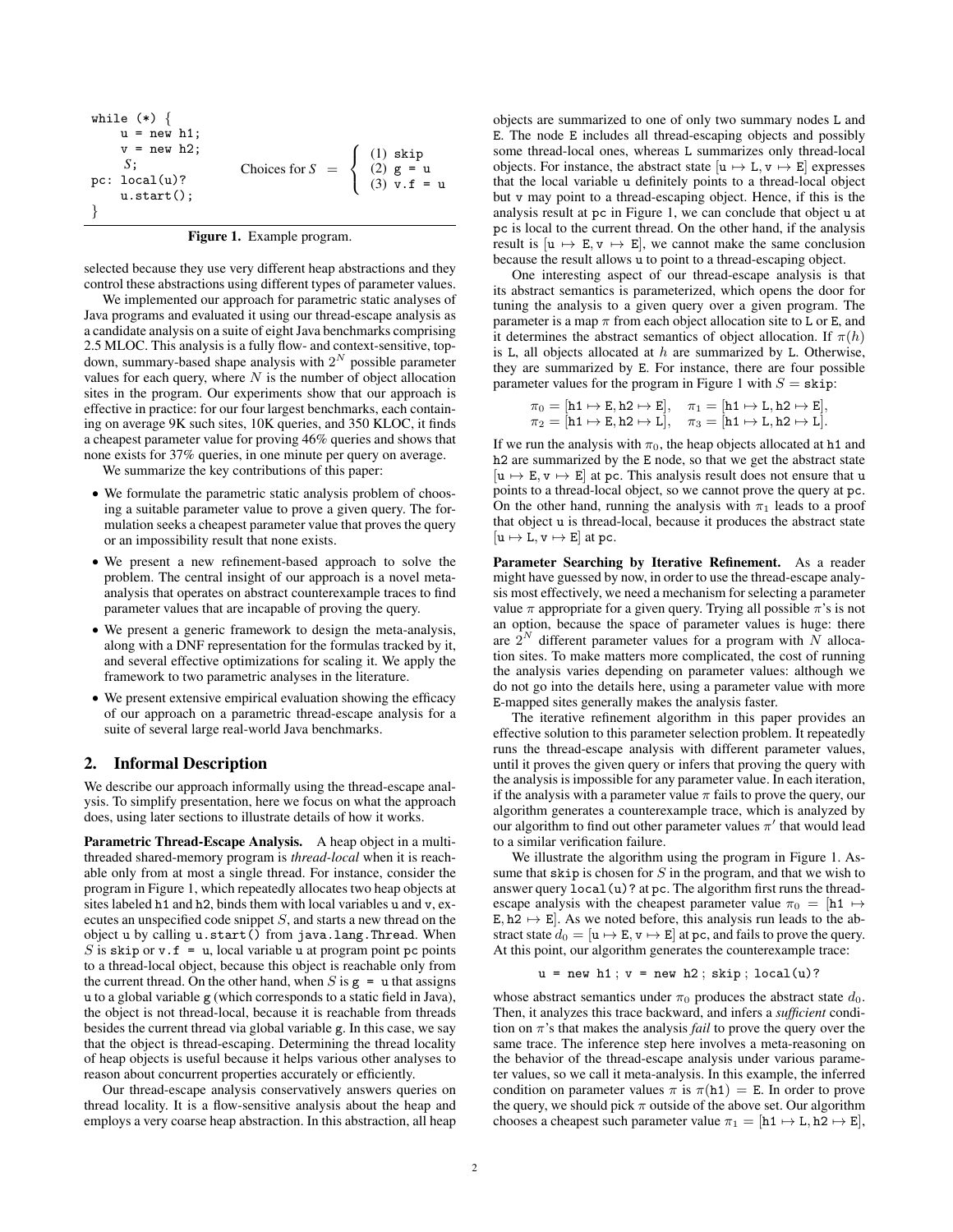```
while (*) {
    u = new h1;
    v = new h2;
    S;
pc: local(u)?
    u.start();
}
```

Choices for $S$ = { (1) skip (2) g = u (3) v.f = u }

**Figure 1.** Example program.

selected because they use very different heap abstractions and they control these abstractions using different types of parameter values.

We implemented our approach for parametric static analyses of Java programs and evaluated it using our thread-escape analysis as a candidate analysis on a suite of eight Java benchmarks comprising 2.5 MLOC. This analysis is a fully flow- and context-sensitive, top-down, summary-based shape analysis with $2^N$ possible parameter values for each query, where $N$ is the number of object allocation sites in the program. Our experiments show that our approach is effective in practice: for our four largest benchmarks, each containing on average 9K such sites, 10K queries, and 350 KLOC, it finds a cheapest parameter value for proving 46% queries and shows that none exists for 37% queries, in one minute per query on average.

We summarize the key contributions of this paper:

- We formulate the parametric static analysis problem of choosing a suitable parameter value to prove a given query. The formulation seeks a cheapest parameter value that proves the query or an impossibility result that none exists.
- We present a new refinement-based approach to solve the problem. The central insight of our approach is a novel meta-analysis that operates on abstract counterexample traces to find parameter values that are incapable of proving the query.
- We present a generic framework to design the meta-analysis, along with a DNF representation for the formulas tracked by it, and several effective optimizations for scaling it. We apply the framework to two parametric analyses in the literature.
- We present extensive empirical evaluation showing the efficacy of our approach on a parametric thread-escape analysis for a suite of several large real-world Java benchmarks.

## 2. Informal Description

We describe our approach informally using the thread-escape analysis. To simplify presentation, here we focus on what the approach does, using later sections to illustrate details of how it works.

**Parametric Thread-Escape Analysis.** A heap object in a multi-threaded shared-memory program is *thread-local* when it is reachable only from at most a single thread. For instance, consider the program in Figure 1, which repeatedly allocates two heap objects at sites labeled `h1` and `h2`, binds them with local variables `u` and `v`, executes an unspecified code snippet $S$, and starts a new thread on the object `u` by calling `u.start()` from `java.lang.Thread`. When $S$ is `skip` or `v.f = u`, local variable `u` at program point `pc` points to a thread-local object, because this object is reachable only from the current thread. On the other hand, when $S$ is `g = u` that assigns `u` to a global variable `g` (which corresponds to a static field in Java), the object is not thread-local, because it is reachable from threads besides the current thread via global variable `g`. In this case, we say that the object is thread-escaping. Determining the thread locality of heap objects is useful because it helps various other analyses to reason about concurrent properties accurately or efficiently.

Our thread-escape analysis conservatively answers queries on thread locality. It is a flow-sensitive analysis about the heap and employs a very coarse heap abstraction. In this abstraction, all heap objects are summarized to one of only two summary nodes `L` and `E`. The node `E` includes all thread-escaping objects and possibly some thread-local ones, whereas `L` summarizes only thread-local objects. For instance, the abstract state $[\mathtt{u} \mapsto \mathtt{L}, \mathtt{v} \mapsto \mathtt{E}]$ expresses that the local variable `u` definitely points to a thread-local object but `v` may point to a thread-escaping object. Hence, if this is the analysis result at `pc` in Figure 1, we can conclude that object `u` at `pc` is local to the current thread. On the other hand, if the analysis result is $[\mathtt{u} \mapsto \mathtt{E}, \mathtt{v} \mapsto \mathtt{E}]$, we cannot make the same conclusion because the result allows `u` to point to a thread-escaping object.

One interesting aspect of our thread-escape analysis is that its abstract semantics is parameterized, which opens the door for tuning the analysis to a given query over a given program. The parameter is a map $\pi$ from each object allocation site to `L` or `E`, and it determines the abstract semantics of object allocation. If $\pi(h)$ is `L`, all objects allocated at $h$ are summarized by `L`. Otherwise, they are summarized by `E`. For instance, there are four possible parameter values for the program in Figure 1 with $S$ = `skip`:

$$\pi_0 = [\mathtt{h1} \mapsto \mathtt{E}, \mathtt{h2} \mapsto \mathtt{E}], \quad \pi_1 = [\mathtt{h1} \mapsto \mathtt{L}, \mathtt{h2} \mapsto \mathtt{E}],$$
$$\pi_2 = [\mathtt{h1} \mapsto \mathtt{E}, \mathtt{h2} \mapsto \mathtt{L}], \quad \pi_3 = [\mathtt{h1} \mapsto \mathtt{L}, \mathtt{h2} \mapsto \mathtt{L}].$$

If we run the analysis with $\pi_0$, the heap objects allocated at `h1` and `h2` are summarized by the `E` node, so that we get the abstract state $[\mathtt{u} \mapsto \mathtt{E}, \mathtt{v} \mapsto \mathtt{E}]$ at `pc`. This analysis result does not ensure that `u` points to a thread-local object, so we cannot prove the query at `pc`. On the other hand, running the analysis with $\pi_1$ leads to a proof that object `u` is thread-local, because it produces the abstract state $[\mathtt{u} \mapsto \mathtt{L}, \mathtt{v} \mapsto \mathtt{E}]$ at `pc`.

**Parameter Searching by Iterative Refinement.** As a reader might have guessed by now, in order to use the thread-escape analysis most effectively, we need a mechanism for selecting a parameter value $\pi$ appropriate for a given query. Trying all possible $\pi$'s is not an option, because the space of parameter values is huge: there are $2^N$ different parameter values for a program with $N$ allocation sites. To make matters more complicated, the cost of running the analysis varies depending on parameter values: although we do not go into the details here, using a parameter value with more `E`-mapped sites generally makes the analysis faster.

The iterative refinement algorithm in this paper provides an effective solution to this parameter selection problem. It repeatedly runs the thread-escape analysis with different parameter values, until it proves the given query or infers that proving the query with the analysis is impossible for any parameter value. In each iteration, if the analysis with a parameter value $\pi$ fails to prove the query, our algorithm generates a counterexample trace, which is analyzed by our algorithm to find out other parameter values $\pi'$ that would lead to a similar verification failure.

We illustrate the algorithm using the program in Figure 1. Assume that `skip` is chosen for $S$ in the program, and that we wish to answer query `local(u)?` at `pc`. The algorithm first runs the thread-escape analysis with the cheapest parameter value $\pi_0 = [\mathtt{h1} \mapsto \mathtt{E}, \mathtt{h2} \mapsto \mathtt{E}]$. As we noted before, this analysis run leads to the abstract state $d_0 = [\mathtt{u} \mapsto \mathtt{E}, \mathtt{v} \mapsto \mathtt{E}]$ at `pc`, and fails to prove the query. At this point, our algorithm generates the counterexample trace:

`u = new h1 ; v = new h2 ; skip ; local(u)?`

whose abstract semantics under $\pi_0$ produces the abstract state $d_0$. Then, it analyzes this trace backward, and infers a *sufficient* condition on $\pi$'s that makes the analysis *fail* to prove the query over the same trace. The inference step here involves a meta-reasoning on the behavior of the thread-escape analysis under various parameter values, so we call it meta-analysis. In this example, the inferred condition on parameter values $\pi$ is $\pi(\mathtt{h1}) = \mathtt{E}$. In order to prove the query, we should pick $\pi$ outside of the above set. Our algorithm chooses a cheapest such parameter value $\pi_1 = [\mathtt{h1} \mapsto \mathtt{L}, \mathtt{h2} \mapsto \mathtt{E}]$,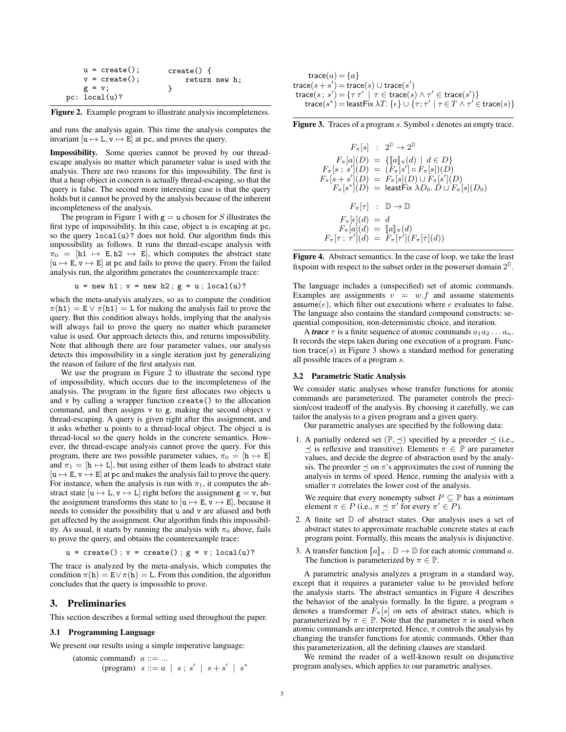```
      u = create();         create() {
      v = create();             return new h;
      g = v;                }
pc: local(u)?
```

**Figure 2.** Example program to illustrate analysis incompleteness.

and runs the analysis again. This time the analysis computes the invariant $[\mathtt{u} \mapsto \mathtt{L}, \mathtt{v} \mapsto \mathtt{E}]$ at pc, and proves the query.

**Impossibility.** Some queries cannot be proved by our thread-escape analysis no matter which parameter value is used with the analysis. There are two reasons for this impossibility. The first is that a heap object in concern is actually thread-escaping, so that the query is false. The second more interesting case is that the query holds but it cannot be proved by the analysis because of the inherent incompleteness of the analysis.

The program in Figure 1 with $\mathtt{g} = \mathtt{u}$ chosen for $S$ illustrates the first type of impossibility. In this case, object u is escaping at pc, so the query local(u)? does not hold. Our algorithm finds this impossibility as follows. It runs the thread-escape analysis with $\pi_0 = [\mathtt{h1} \mapsto \mathtt{E}, \mathtt{h2} \mapsto \mathtt{E}]$, which computes the abstract state $[\mathtt{u} \mapsto \mathtt{E}, \mathtt{v} \mapsto \mathtt{E}]$ at pc and fails to prove the query. From the failed analysis run, the algorithm generates the counterexample trace:

$$\mathtt{u = new\ h1\ ;\ v = new\ h2\ ;\ g = u\ ;\ local(u)?}$$

which the meta-analysis analyzes, so as to compute the condition $\pi(\mathtt{h1}) = \mathtt{E} \vee \pi(\mathtt{h1}) = \mathtt{L}$ for making the analysis fail to prove the query. But this condition always holds, implying that the analysis will always fail to prove the query no matter which parameter value is used. Our approach detects this, and returns impossibility. Note that although there are four parameter values, our analysis detects this impossibility in a single iteration just by generalizing the reason of failure of the first analysis run.

We use the program in Figure 2 to illustrate the second type of impossibility, which occurs due to the incompleteness of the analysis. The program in the figure first allocates two objects u and v by calling a wrapper function create() to the allocation command, and then assigns v to g, making the second object v thread-escaping. A query is given right after this assignment, and it asks whether u points to a thread-local object. The object u is thread-local so the query holds in the concrete semantics. However, the thread-escape analysis cannot prove the query. For this program, there are two possible parameter values, $\pi_0 = [\mathtt{h} \mapsto \mathtt{E}]$ and $\pi_1 = [\mathtt{h} \mapsto \mathtt{L}]$, but using either of them leads to abstract state $[\mathtt{u} \mapsto \mathtt{E}, \mathtt{v} \mapsto \mathtt{E}]$ at pc and makes the analysis fail to prove the query. For instance, when the analysis is run with $\pi_1$, it computes the abstract state $[\mathtt{u} \mapsto \mathtt{L}, \mathtt{v} \mapsto \mathtt{L}]$ right before the assignment $\mathtt{g} = \mathtt{v}$, but the assignment transforms this state to $[\mathtt{u} \mapsto \mathtt{E}, \mathtt{v} \mapsto \mathtt{E}]$, because it needs to consider the possibility that u and v are aliased and both get affected by the assignment. Our algorithm finds this impossibility. As usual, it starts by running the analysis with $\pi_0$ above, fails to prove the query, and obtains the counterexample trace:

$$\mathtt{u = create()\ ;\ v = create()\ ;\ g = v\ ;\ local(u)?}$$

The trace is analyzed by the meta-analysis, which computes the condition $\pi(\mathtt{h}) = \mathtt{E} \vee \pi(\mathtt{h}) = \mathtt{L}$. From this condition, the algorithm concludes that the query is impossible to prove.

# 3. Preliminaries

This section describes a formal setting used throughout the paper.

## 3.1 Programming Language

We present our results using a simple imperative language:

$$\text{(atomic command)} \quad a ::= \ldots$$
$$\text{(program)} \quad s ::= a \mid s\,;\,s' \mid s + s' \mid s^*$$

$$
\begin{aligned}
\mathsf{trace}(a) &= \{a\} \\
\mathsf{trace}(s + s') &= \mathsf{trace}(s) \cup \mathsf{trace}(s') \\
\mathsf{trace}(s\,;\,s') &= \{\tau\,\tau' \mid \tau \in \mathsf{trace}(s) \wedge \tau' \in \mathsf{trace}(s')\} \\
\mathsf{trace}(s^*) &= \mathsf{leastFix}\ \lambda T.\, \{\epsilon\} \cup \{\tau;\tau' \mid \tau \in T \wedge \tau' \in \mathsf{trace}(s)\}
\end{aligned}
$$

**Figure 3.** Traces of a program $s$. Symbol $\epsilon$ denotes an empty trace.

$$
\begin{aligned}
F_\pi[s] &: 2^{\mathbb{D}} \to 2^{\mathbb{D}} \\
F_\pi[a](D) &= \{[\![a]\!]_\pi(d) \mid d \in D\} \\
F_\pi[s\,;\,s'](D) &= (F_\pi[s'] \circ F_\pi[s])(D) \\
F_\pi[s + s'](D) &= F_\pi[s](D) \cup F_\pi[s'](D) \\
F_\pi[s^*](D) &= \mathsf{leastFix}\ \lambda D_0.\, D \cup F_\pi[s](D_0) \\
\\
F_\pi[\tau] &: \mathbb{D} \to \mathbb{D} \\
F_\pi[\epsilon](d) &= d \\
F_\pi[a](d) &= [\![a]\!]_\pi(d) \\
F_\pi[\tau\,;\,\tau'](d) &= F_\pi[\tau'](F_\pi[\tau](d))
\end{aligned}
$$

**Figure 4.** Abstract semantics. In the case of loop, we take the least fixpoint with respect to the subset order in the powerset domain $2^{\mathbb{D}}$.

The language includes a (unspecified) set of atomic commands. Examples are assignments $v = w.f$ and assume statements $\mathsf{assume}(e)$, which filter out executions where $e$ evaluates to false. The language also contains the standard compound constructs: sequential composition, non-deterministic choice, and iteration.

A ***trace*** $\tau$ is a finite sequence of atomic commands $a_1 a_2 \ldots a_n$. It records the steps taken during one execution of a program. Function $\mathsf{trace}(s)$ in Figure 3 shows a standard method for generating all possible traces of a program $s$.

## 3.2 Parametric Static Analysis

We consider static analyses whose transfer functions for atomic commands are parameterized. The parameter controls the precision/cost tradeoff of the analysis. By choosing it carefully, we can tailor the analysis to a given program and a given query.

Our parametric analyses are specified by the following data:

1. A partially ordered set $(\mathbb{P}, \preceq)$ specified by a preorder $\preceq$ (i.e., $\preceq$ is reflexive and transitive). Elements $\pi \in \mathbb{P}$ are parameter values, and decide the degree of abstraction used by the analysis. The preorder $\preceq$ on $\pi$'s approximates the cost of running the analysis in terms of speed. Hence, running the analysis with a smaller $\pi$ correlates the lower cost of the analysis.

   We require that every nonempty subset $P \subseteq \mathbb{P}$ has a *minimum* element $\pi \in P$ (i.e., $\pi \preceq \pi'$ for every $\pi' \in P$).
2. A finite set $\mathbb{D}$ of abstract states. Our analysis uses a set of abstract states to approximate reachable concrete states at each program point. Formally, this means the analysis is disjunctive.
3. A transfer function $[\![a]\!]_\pi : \mathbb{D} \to \mathbb{D}$ for each atomic command $a$. The function is parameterized by $\pi \in \mathbb{P}$.

A parametric analysis analyzes a program in a standard way, except that it requires a parameter value to be provided before the analysis starts. The abstract semantics in Figure 4 describes the behavior of the analysis formally. In the figure, a program $s$ denotes a transformer $F_\pi[s]$ on sets of abstract states, which is parameterized by $\pi \in \mathbb{P}$. Note that the parameter $\pi$ is used when atomic commands are interpreted. Hence, $\pi$ controls the analysis by changing the transfer functions for atomic commands. Other than this parameterization, all the defining clauses are standard.

We remind the reader of a well-known result on disjunctive program analyses, which applies to our parametric analyses.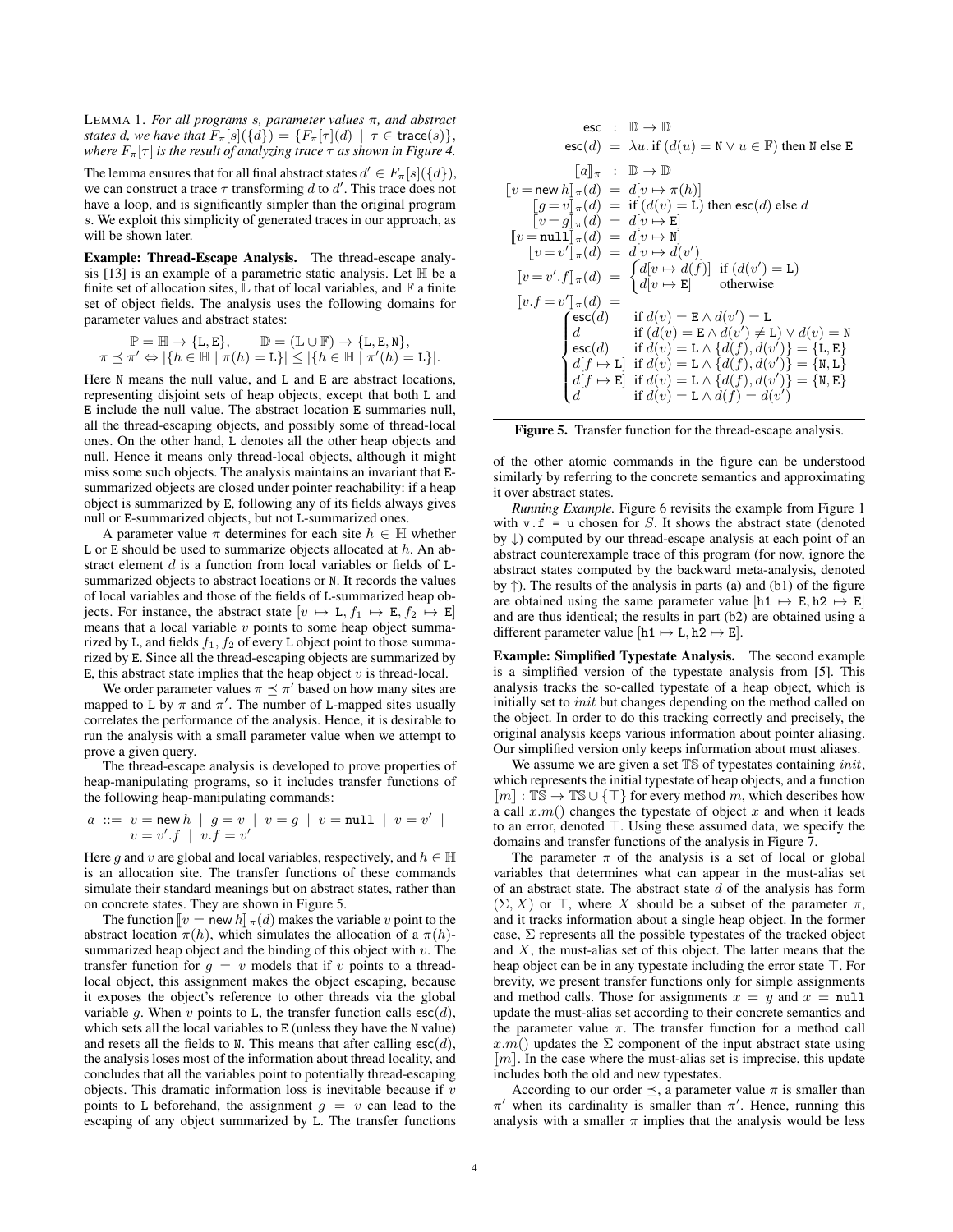LEMMA 1. *For all programs $s$, parameter values $\pi$, and abstract states $d$, we have that $F_\pi[s](\{d\}) = \{F_\pi[\tau](d) \mid \tau \in \mathsf{trace}(s)\}$, where $F_\pi[\tau]$ is the result of analyzing trace $\tau$ as shown in Figure 4.*

The lemma ensures that for all final abstract states $d' \in F_\pi[s](\{d\})$, we can construct a trace $\tau$ transforming $d$ to $d'$. This trace does not have a loop, and is significantly simpler than the original program $s$. We exploit this simplicity of generated traces in our approach, as will be shown later.

**Example: Thread-Escape Analysis.** The thread-escape analysis [13] is an example of a parametric static analysis. Let $\mathbb{H}$ be a finite set of allocation sites, $\mathbb{L}$ that of local variables, and $\mathbb{F}$ a finite set of object fields. The analysis uses the following domains for parameter values and abstract states:

$$\mathbb{P} = \mathbb{H} \to \{\mathtt{L}, \mathtt{E}\}, \qquad \mathbb{D} = (\mathbb{L} \cup \mathbb{F}) \to \{\mathtt{L}, \mathtt{E}, \mathtt{N}\},$$
$$\pi \preceq \pi' \Leftrightarrow |\{h \in \mathbb{H} \mid \pi(h) = \mathtt{L}\}| \leq |\{h \in \mathbb{H} \mid \pi'(h) = \mathtt{L}\}|.$$

Here N means the null value, and L and E are abstract locations, representing disjoint sets of heap objects, except that both L and E include the null value. The abstract location E summaries null, all the thread-escaping objects, and possibly some of thread-local ones. On the other hand, L denotes all the other heap objects and null. Hence it means only thread-local objects, although it might miss some such objects. The analysis maintains an invariant that E-summarized objects are closed under pointer reachability: if a heap object is summarized by E, following any of its fields always gives null or E-summarized objects, but not L-summarized ones.

A parameter value $\pi$ determines for each site $h \in \mathbb{H}$ whether L or E should be used to summarize objects allocated at $h$. An abstract element $d$ is a function from local variables or fields of L-summarized objects to abstract locations or N. It records the values of local variables and those of the fields of L-summarized heap objects. For instance, the abstract state $[v \mapsto \mathtt{L}, f_1 \mapsto \mathtt{E}, f_2 \mapsto \mathtt{E}]$ means that a local variable $v$ points to some heap object summarized by L, and fields $f_1, f_2$ of every L object point to those summarized by E. Since all the thread-escaping objects are summarized by E, this abstract state implies that the heap object $v$ is thread-local.

We order parameter values $\pi \preceq \pi'$ based on how many sites are mapped to L by $\pi$ and $\pi'$. The number of L-mapped sites usually correlates the performance of the analysis. Hence, it is desirable to run the analysis with a small parameter value when we attempt to prove a given query.

The thread-escape analysis is developed to prove properties of heap-manipulating programs, so it includes transfer functions of the following heap-manipulating commands:

$$a ::= v = \mathsf{new}\, h \mid g = v \mid v = g \mid v = \mathtt{null} \mid v = v' \mid v = v'.f \mid v.f = v'$$

Here $g$ and $v$ are global and local variables, respectively, and $h \in \mathbb{H}$ is an allocation site. The transfer functions of these commands simulate their standard meanings but on abstract states, rather than on concrete states. They are shown in Figure 5.

The function $[\![v = \mathsf{new}\, h]\!]_\pi(d)$ makes the variable $v$ point to the abstract location $\pi(h)$, which simulates the allocation of a $\pi(h)$-summarized heap object and the binding of this object with $v$. The transfer function for $g = v$ models that if $v$ points to a thread-local object, this assignment makes the object escaping, because it exposes the object's reference to other threads via the global variable $g$. When $v$ points to L, the transfer function calls $\mathsf{esc}(d)$, which sets all the local variables to E (unless they have the N value) and resets all the fields to N. This means that after calling $\mathsf{esc}(d)$, the analysis loses most of the information about thread locality, and concludes that all the variables point to potentially thread-escaping objects. This dramatic information loss is inevitable because if $v$ points to L beforehand, the assignment $g = v$ can lead to the escaping of any object summarized by L. The transfer functions of the other atomic commands in the figure can be understood similarly by referring to the concrete semantics and approximating it over abstract states.

$$\begin{array}{rcl}
\mathsf{esc} & : & \mathbb{D} \to \mathbb{D} \\
\mathsf{esc}(d) & = & \lambda u.\ \text{if } (d(u) = \mathtt{N} \vee u \in \mathbb{F}) \text{ then } \mathtt{N} \text{ else } \mathtt{E} \\[4pt]
[\![a]\!]_\pi & : & \mathbb{D} \to \mathbb{D} \\
[\![v = \mathsf{new}\, h]\!]_\pi(d) & = & d[v \mapsto \pi(h)] \\
[\![g = v]\!]_\pi(d) & = & \text{if } (d(v) = \mathtt{L}) \text{ then } \mathsf{esc}(d) \text{ else } d \\
[\![v = g]\!]_\pi(d) & = & d[v \mapsto \mathtt{E}] \\
[\![v = \mathtt{null}]\!]_\pi(d) & = & d[v \mapsto \mathtt{N}] \\
[\![v = v']\!]_\pi(d) & = & d[v \mapsto d(v')] \\
[\![v = v'.f]\!]_\pi(d) & = & \begin{cases} d[v \mapsto d(f)] & \text{if } (d(v') = \mathtt{L}) \\ d[v \mapsto \mathtt{E}] & \text{otherwise} \end{cases} \\
[\![v.f = v']\!]_\pi(d) & = & \\
\end{array}$$

$$\begin{cases}
\mathsf{esc}(d) & \text{if } d(v) = \mathtt{E} \wedge d(v') = \mathtt{L} \\
d & \text{if } (d(v) = \mathtt{E} \wedge d(v') \neq \mathtt{L}) \vee d(v) = \mathtt{N} \\
\mathsf{esc}(d) & \text{if } d(v) = \mathtt{L} \wedge \{d(f), d(v')\} = \{\mathtt{L}, \mathtt{E}\} \\
d[f \mapsto \mathtt{L}] & \text{if } d(v) = \mathtt{L} \wedge \{d(f), d(v')\} = \{\mathtt{N}, \mathtt{L}\} \\
d[f \mapsto \mathtt{E}] & \text{if } d(v) = \mathtt{L} \wedge \{d(f), d(v')\} = \{\mathtt{N}, \mathtt{E}\} \\
d & \text{if } d(v) = \mathtt{L} \wedge d(f) = d(v')
\end{cases}$$

**Figure 5.** Transfer function for the thread-escape analysis.

*Running Example.* Figure 6 revisits the example from Figure 1 with `v.f = u` chosen for $S$. It shows the abstract state (denoted by $\downarrow$) computed by our thread-escape analysis at each point of an abstract counterexample trace of this program (for now, ignore the abstract states computed by the backward meta-analysis, denoted by $\uparrow$). The results of the analysis in parts (a) and (b1) of the figure are obtained using the same parameter value $[\mathtt{h1} \mapsto \mathtt{E}, \mathtt{h2} \mapsto \mathtt{E}]$ and are thus identical; the results in part (b2) are obtained using a different parameter value $[\mathtt{h1} \mapsto \mathtt{L}, \mathtt{h2} \mapsto \mathtt{E}]$.

**Example: Simplified Typestate Analysis.** The second example is a simplified version of the typestate analysis from [5]. This analysis tracks the so-called typestate of a heap object, which is initially set to *init* but changes depending on the method called on the object. In order to do this tracking correctly and precisely, the original analysis keeps various information about pointer aliasing. Our simplified version only keeps information about must aliases.

We assume we are given a set $\mathbb{TS}$ of typestates containing *init*, which represents the initial typestate of heap objects, and a function $[\![m]\!] : \mathbb{TS} \to \mathbb{TS} \cup \{\top\}$ for every method $m$, which describes how a call $x.m()$ changes the typestate of object $x$ and when it leads to an error, denoted $\top$. Using these assumed data, we specify the domains and transfer functions of the analysis in Figure 7.

The parameter $\pi$ of the analysis is a set of local or global variables that determines what can appear in the must-alias set of an abstract state. The abstract state $d$ of the analysis has form $(\Sigma, X)$ or $\top$, where $X$ should be a subset of the parameter $\pi$, and it tracks information about a single heap object. In the former case, $\Sigma$ represents all the possible typestates of the tracked object and $X$, the must-alias set of this object. The latter means that the heap object can be in any typestate including the error state $\top$. For brevity, we present transfer functions only for simple assignments and method calls. Those for assignments $x = y$ and $x = \mathtt{null}$ update the must-alias set according to their concrete semantics and the parameter value $\pi$. The transfer function for a method call $x.m()$ updates the $\Sigma$ component of the input abstract state using $[\![m]\!]$. In the case where the must-alias set is imprecise, this update includes both the old and new typestates.

According to our order $\preceq$, a parameter value $\pi$ is smaller than $\pi'$ when its cardinality is smaller than $\pi'$. Hence, running this analysis with a smaller $\pi$ implies that the analysis would be less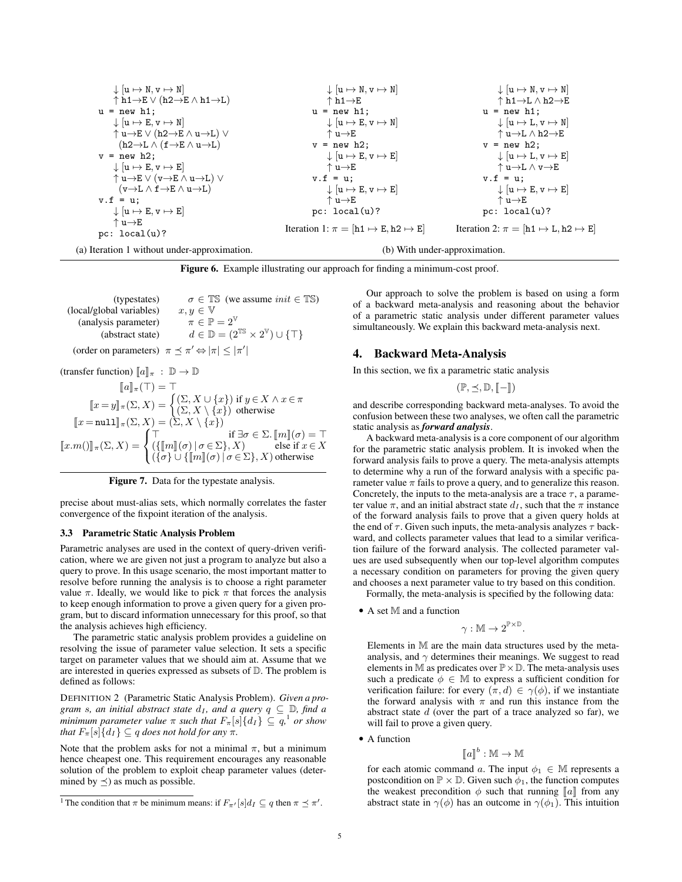(a) Iteration 1 without under-approximation.

```
    ↓ [u ↦ N, v ↦ N]
    ↑ h1→E ∨ (h2→E ∧ h1→L)
u = new h1;
    ↓ [u ↦ E, v ↦ N]
    ↑ u→E ∨ (h2→E ∧ u→L) ∨
      (h2→L ∧ (f→E ∧ u→L)
v = new h2;
    ↓ [u ↦ E, v ↦ E]
    ↑ u→E ∨ (v→E ∧ u→L) ∨
      (v→L ∧ f→E ∧ u→L)
v.f = u;
    ↓ [u ↦ E, v ↦ E]
    ↑ u→E
pc: local(u)?
```

(b) With under-approximation.

Iteration 1: $\pi = [\mathtt{h1} \mapsto \mathtt{E}, \mathtt{h2} \mapsto \mathtt{E}]$

```
    ↓ [u ↦ N, v ↦ N]
    ↑ h1→E
u = new h1;
    ↓ [u ↦ E, v ↦ N]
    ↑ u→E
v = new h2;
    ↓ [u ↦ E, v ↦ E]
    ↑ u→E
v.f = u;
    ↓ [u ↦ E, v ↦ E]
    ↑ u→E
pc: local(u)?
```

Iteration 2: $\pi = [\mathtt{h1} \mapsto \mathtt{L}, \mathtt{h2} \mapsto \mathtt{E}]$

```
    ↓ [u ↦ N, v ↦ N]
    ↑ h1→L ∧ h2→E
u = new h1;
    ↓ [u ↦ L, v ↦ N]
    ↑ u→L ∧ h2→E
v = new h2;
    ↓ [u ↦ L, v ↦ E]
    ↑ u→L ∧ v→E
v.f = u;
    ↓ [u ↦ E, v ↦ E]
    ↑ u→E
pc: local(u)?
```

**Figure 6.** Example illustrating our approach for finding a minimum-cost proof.

$$
\begin{array}{rll}
\text{(typestates)} & \sigma \in \mathbb{TS} & \text{(we assume } init \in \mathbb{TS}) \\
\text{(local/global variables)} & x, y \in \mathbb{V} & \\
\text{(analysis parameter)} & \pi \in \mathbb{P} = 2^{\mathbb{V}} & \\
\text{(abstract state)} & d \in \mathbb{D} = (2^{\mathbb{TS}} \times 2^{\mathbb{V}}) \cup \{\top\} &
\end{array}
$$

$$\text{(order on parameters)} \quad \pi \preceq \pi' \Leftrightarrow |\pi| \leq |\pi'|$$

$$\text{(transfer function)} \; [\![a]\!]_\pi \; : \; \mathbb{D} \to \mathbb{D}$$

$$[\![a]\!]_\pi(\top) = \top$$

$$[\![x = y]\!]_\pi(\Sigma, X) = \begin{cases} (\Sigma, X \cup \{x\}) & \text{if } y \in X \wedge x \in \pi \\ (\Sigma, X \setminus \{x\}) & \text{otherwise} \end{cases}$$

$$[\![x = \mathtt{null}]\!]_\pi(\Sigma, X) = (\Sigma, X \setminus \{x\})$$

$$[\![x.m()]\!]_\pi(\Sigma, X) = \begin{cases} \top & \text{if } \exists \sigma \in \Sigma.\, [\![m]\!](\sigma) = \top \\ (\{[\![m]\!](\sigma) \mid \sigma \in \Sigma\}, X) & \text{else if } x \in X \\ (\{\sigma\} \cup \{[\![m]\!](\sigma) \mid \sigma \in \Sigma\}, X) & \text{otherwise} \end{cases}$$

**Figure 7.** Data for the typestate analysis.

precise about must-alias sets, which normally correlates the faster convergence of the fixpoint iteration of the analysis.

### 3.3 Parametric Static Analysis Problem

Parametric analyses are used in the context of query-driven verification, where we are given not just a program to analyze but also a query to prove. In this usage scenario, the most important matter to resolve before running the analysis is to choose a right parameter value $\pi$. Ideally, we would like to pick $\pi$ that forces the analysis to keep enough information to prove a given query for a given program, but to discard information unnecessary for this proof, so that the analysis achieves high efficiency.

The parametric static analysis problem provides a guideline on resolving the issue of parameter value selection. It sets a specific target on parameter values that we should aim at. Assume that we are interested in queries expressed as subsets of $\mathbb{D}$. The problem is defined as follows:

DEFINITION 2 (Parametric Static Analysis Problem). *Given a program $s$, an initial abstract state $d_I$, and a query $q \subseteq \mathbb{D}$, find a minimum parameter value $\pi$ such that $F_\pi[s]\{d_I\} \subseteq q$,[1] or show that $F_\pi[s]\{d_I\} \subseteq q$ does not hold for any $\pi$.*

Note that the problem asks for not a minimal $\pi$, but a minimum hence cheapest one. This requirement encourages any reasonable solution of the problem to exploit cheap parameter values (determined by $\preceq$) as much as possible.

Our approach to solve the problem is based on using a form of a backward meta-analysis and reasoning about the behavior of a parametric static analysis under different parameter values simultaneously. We explain this backward meta-analysis next.

## 4. Backward Meta-Analysis

In this section, we fix a parametric static analysis

$$(\mathbb{P}, \preceq, \mathbb{D}, [\![-]\!])$$

and describe corresponding backward meta-analyses. To avoid the confusion between these two analyses, we often call the parametric static analysis as ***forward analysis***.

A backward meta-analysis is a core component of our algorithm for the parametric static analysis problem. It is invoked when the forward analysis fails to prove a query. The meta-analysis attempts to determine why a run of the forward analysis with a specific parameter value $\pi$ fails to prove a query, and to generalize this reason. Concretely, the inputs to the meta-analysis are a trace $\tau$, a parameter value $\pi$, and an initial abstract state $d_I$, such that the $\pi$ instance of the forward analysis fails to prove that a given query holds at the end of $\tau$. Given such inputs, the meta-analysis analyzes $\tau$ backward, and collects parameter values that lead to a similar verification failure of the forward analysis. The collected parameter values are used subsequently when our top-level algorithm computes a necessary condition on parameters for proving the given query and chooses a next parameter value to try based on this condition.

Formally, the meta-analysis is specified by the following data:

- A set $\mathbb{M}$ and a function

$$\gamma : \mathbb{M} \to 2^{\mathbb{P} \times \mathbb{D}}.$$

Elements in $\mathbb{M}$ are the main data structures used by the meta-analysis, and $\gamma$ determines their meanings. We suggest to read elements in $\mathbb{M}$ as predicates over $\mathbb{P} \times \mathbb{D}$. The meta-analysis uses such a predicate $\phi \in \mathbb{M}$ to express a sufficient condition for verification failure: for every $(\pi, d) \in \gamma(\phi)$, if we instantiate the forward analysis with $\pi$ and run this instance from the abstract state $d$ (over the part of a trace analyzed so far), we will fail to prove a given query.

- A function

$$[\![a]\!]^b : \mathbb{M} \to \mathbb{M}$$

for each atomic command $a$. The input $\phi_1 \in \mathbb{M}$ represents a postcondition on $\mathbb{P} \times \mathbb{D}$. Given such $\phi_1$, the function computes the weakest precondition $\phi$ such that running $[\![a]\!]$ from any abstract state in $\gamma(\phi)$ has an outcome in $\gamma(\phi_1)$. This intuition

[1] The condition that $\pi$ be minimum means: if $F_{\pi'}[s]d_I \subseteq q$ then $\pi \preceq \pi'$.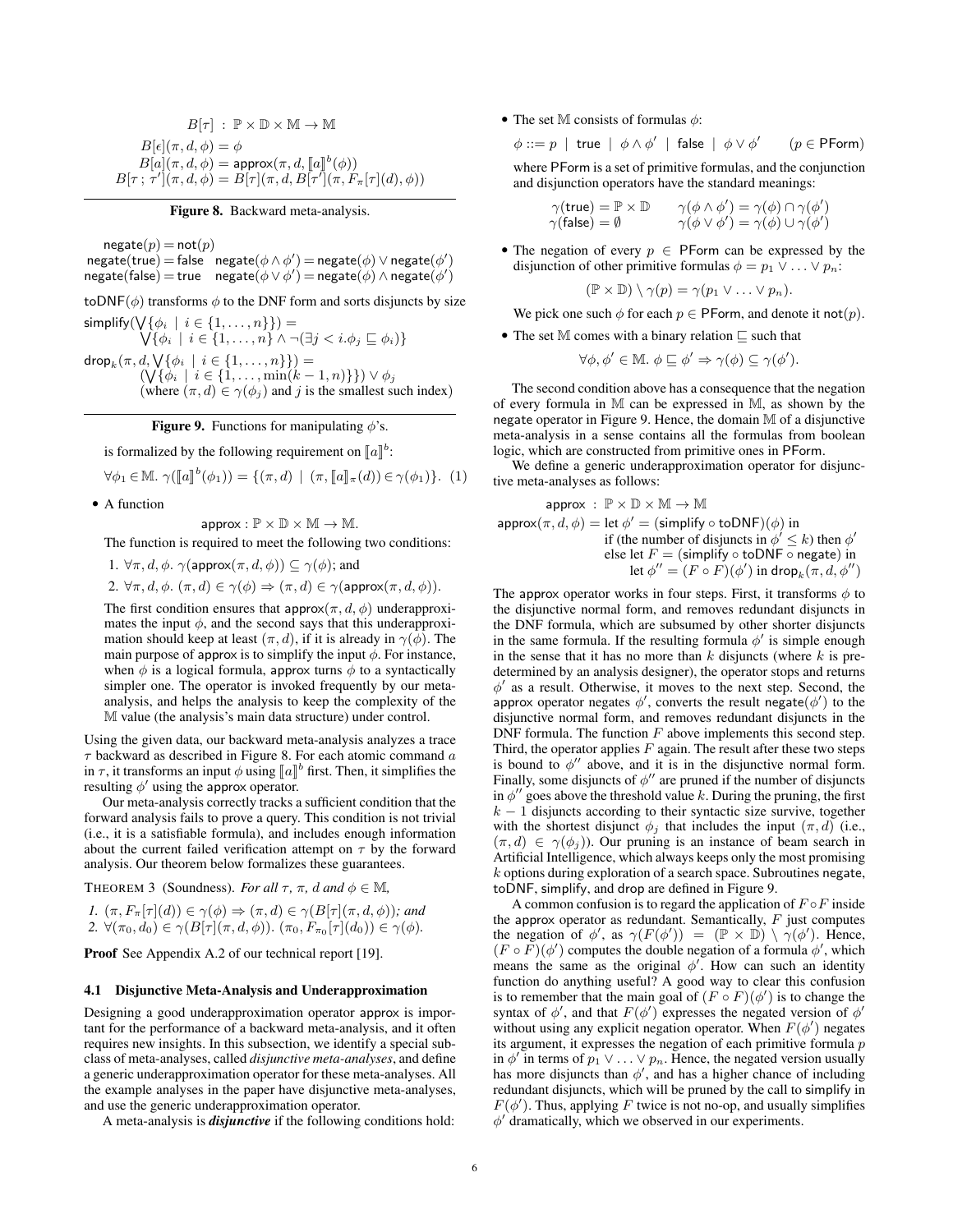$$
\begin{aligned}
B[\tau] &: \mathbb{P} \times \mathbb{D} \times \mathbb{M} \to \mathbb{M} \\
B[\epsilon](\pi, d, \phi) &= \phi \\
B[a](\pi, d, \phi) &= \mathsf{approx}(\pi, d, [\![a]\!]^b(\phi)) \\
B[\tau\, ;\, \tau'](\pi, d, \phi) &= B[\tau](\pi, d, B[\tau'](\pi, F_\pi[\tau](d), \phi))
\end{aligned}
$$

**Figure 8.** Backward meta-analysis.

$$
\begin{aligned}
&\mathsf{negate}(p) = \mathsf{not}(p) \\
&\mathsf{negate}(\mathsf{true}) = \mathsf{false} \quad \mathsf{negate}(\phi \wedge \phi') = \mathsf{negate}(\phi) \vee \mathsf{negate}(\phi') \\
&\mathsf{negate}(\mathsf{false}) = \mathsf{true} \quad \mathsf{negate}(\phi \vee \phi') = \mathsf{negate}(\phi) \wedge \mathsf{negate}(\phi')
\end{aligned}
$$

$\mathsf{toDNF}(\phi)$ transforms $\phi$ to the DNF form and sorts disjuncts by size

$$
\begin{aligned}
&\mathsf{simplify}(\bigvee\{\phi_i \mid i \in \{1, \ldots, n\}\}) = \\
&\qquad \bigvee\{\phi_i \mid i \in \{1, \ldots, n\} \wedge \neg(\exists j < i. \phi_j \sqsubseteq \phi_i)\} \\
&\mathsf{drop}_k(\pi, d, \bigvee\{\phi_i \mid i \in \{1, \ldots, n\}\}) = \\
&\qquad (\bigvee\{\phi_i \mid i \in \{1, \ldots, \min(k-1, n)\}\}) \vee \phi_j \\
&\qquad \text{(where } (\pi, d) \in \gamma(\phi_j) \text{ and } j \text{ is the smallest such index)}
\end{aligned}
$$

**Figure 9.** Functions for manipulating $\phi$'s.

is formalized by the following requirement on $[\![a]\!]^b$:

$$\forall \phi_1 \in \mathbb{M}.\ \gamma([\![a]\!]^b(\phi_1)) = \{(\pi, d) \mid (\pi, [\![a]\!]_\pi(d)) \in \gamma(\phi_1)\}. \quad (1)$$

- A function

$$\mathsf{approx} : \mathbb{P} \times \mathbb{D} \times \mathbb{M} \to \mathbb{M}.$$

The function is required to meet the following two conditions:

1. $\forall \pi, d, \phi.\ \gamma(\mathsf{approx}(\pi, d, \phi)) \subseteq \gamma(\phi)$; and
2. $\forall \pi, d, \phi.\ (\pi, d) \in \gamma(\phi) \Rightarrow (\pi, d) \in \gamma(\mathsf{approx}(\pi, d, \phi))$.

The first condition ensures that $\mathsf{approx}(\pi, d, \phi)$ underapproximates the input $\phi$, and the second says that this underapproximation should keep at least $(\pi, d)$, if it is already in $\gamma(\phi)$. The main purpose of approx is to simplify the input $\phi$. For instance, when $\phi$ is a logical formula, approx turns $\phi$ to a syntactically simpler one. The operator is invoked frequently by our meta-analysis, and helps the analysis to keep the complexity of the $\mathbb{M}$ value (the analysis's main data structure) under control.

Using the given data, our backward meta-analysis analyzes a trace $\tau$ backward as described in Figure 8. For each atomic command $a$ in $\tau$, it transforms an input $\phi$ using $[\![a]\!]^b$ first. Then, it simplifies the resulting $\phi'$ using the approx operator.

Our meta-analysis correctly tracks a sufficient condition that the forward analysis fails to prove a query. This condition is not trivial (i.e., it is a satisfiable formula), and includes enough information about the current failed verification attempt on $\tau$ by the forward analysis. Our theorem below formalizes these guarantees.

THEOREM 3 (Soundness). *For all $\tau$, $\pi$, $d$ and $\phi \in \mathbb{M}$,*

*1. $(\pi, F_\pi[\tau](d)) \in \gamma(\phi) \Rightarrow (\pi, d) \in \gamma(B[\tau](\pi, d, \phi))$; and*
*2. $\forall (\pi_0, d_0) \in \gamma(B[\tau](\pi, d, \phi)).\ (\pi_0, F_{\pi_0}[\tau](d_0)) \in \gamma(\phi)$.*

**Proof** See Appendix A.2 of our technical report [19].

### 4.1 Disjunctive Meta-Analysis and Underapproximation

Designing a good underapproximation operator approx is important for the performance of a backward meta-analysis, and it often requires new insights. In this subsection, we identify a special subclass of meta-analyses, called *disjunctive meta-analyses*, and define a generic underapproximation operator for these meta-analyses. All the example analyses in the paper have disjunctive meta-analyses, and use the generic underapproximation operator.

A meta-analysis is ***disjunctive*** if the following conditions hold:

- The set $\mathbb{M}$ consists of formulas $\phi$:

$$\phi ::= p \mid \mathsf{true} \mid \phi \wedge \phi' \mid \mathsf{false} \mid \phi \vee \phi' \qquad (p \in \mathsf{PForm})$$

where PForm is a set of primitive formulas, and the conjunction and disjunction operators have the standard meanings:

$$
\begin{aligned}
\gamma(\mathsf{true}) &= \mathbb{P} \times \mathbb{D} \qquad & \gamma(\phi \wedge \phi') &= \gamma(\phi) \cap \gamma(\phi') \\
\gamma(\mathsf{false}) &= \emptyset \qquad & \gamma(\phi \vee \phi') &= \gamma(\phi) \cup \gamma(\phi')
\end{aligned}
$$

- The negation of every $p \in \mathsf{PForm}$ can be expressed by the disjunction of other primitive formulas $\phi = p_1 \vee \ldots \vee p_n$:

$$(\mathbb{P} \times \mathbb{D}) \setminus \gamma(p) = \gamma(p_1 \vee \ldots \vee p_n).$$

We pick one such $\phi$ for each $p \in \mathsf{PForm}$, and denote it $\mathsf{not}(p)$.

- The set $\mathbb{M}$ comes with a binary relation $\sqsubseteq$ such that

$$\forall \phi, \phi' \in \mathbb{M}.\ \phi \sqsubseteq \phi' \Rightarrow \gamma(\phi) \subseteq \gamma(\phi').$$

The second condition above has a consequence that the negation of every formula in $\mathbb{M}$ can be expressed in $\mathbb{M}$, as shown by the negate operator in Figure 9. Hence, the domain $\mathbb{M}$ of a disjunctive meta-analysis in a sense contains all the formulas from boolean logic, which are constructed from primitive ones in PForm.

We define a generic underapproximation operator for disjunctive meta-analyses as follows:

$$
\begin{aligned}
&\mathsf{approx} : \mathbb{P} \times \mathbb{D} \times \mathbb{M} \to \mathbb{M} \\
&\mathsf{approx}(\pi, d, \phi) = \text{let } \phi' = (\mathsf{simplify} \circ \mathsf{toDNF})(\phi) \text{ in} \\
&\qquad \text{if (the number of disjuncts in } \phi' \leq k) \text{ then } \phi' \\
&\qquad \text{else let } F = (\mathsf{simplify} \circ \mathsf{toDNF} \circ \mathsf{negate}) \text{ in} \\
&\qquad\qquad \text{let } \phi'' = (F \circ F)(\phi') \text{ in } \mathsf{drop}_k(\pi, d, \phi'')
\end{aligned}
$$

The approx operator works in four steps. First, it transforms $\phi$ to the disjunctive normal form, and removes redundant disjuncts in the DNF formula, which are subsumed by other shorter disjuncts in the same formula. If the resulting formula $\phi'$ is simple enough in the sense that it has no more than $k$ disjuncts (where $k$ is predetermined by an analysis designer), the operator stops and returns $\phi'$ as a result. Otherwise, it moves to the next step. Second, the approx operator negates $\phi'$, converts the result $\mathsf{negate}(\phi')$ to the disjunctive normal form, and removes redundant disjuncts in the DNF formula. The function $F$ above implements this second step. Third, the operator applies $F$ again. The result after these two steps is bound to $\phi''$ above, and it is in the disjunctive normal form. Finally, some disjuncts of $\phi''$ are pruned if the number of disjuncts in $\phi''$ goes above the threshold value $k$. During the pruning, the first $k-1$ disjuncts according to their syntactic size survive, together with the shortest disjunct $\phi_j$ that includes the input $(\pi, d)$ (i.e., $(\pi, d) \in \gamma(\phi_j)$). Our pruning is an instance of beam search in Artificial Intelligence, which always keeps only the most promising $k$ options during exploration of a search space. Subroutines negate, toDNF, simplify, and drop are defined in Figure 9.

A common confusion is to regard the application of $F \circ F$ inside the approx operator as redundant. Semantically, $F$ just computes the negation of $\phi'$, as $\gamma(F(\phi')) = (\mathbb{P} \times \mathbb{D}) \setminus \gamma(\phi')$. Hence, $(F \circ F)(\phi')$ computes the double negation of a formula $\phi'$, which means the same as the original $\phi'$. How can such an identity function do anything useful? A good way to clear this confusion is to remember that the main goal of $(F \circ F)(\phi')$ is to change the syntax of $\phi'$, and that $F(\phi')$ expresses the negated version of $\phi'$ without using any explicit negation operator. When $F(\phi')$ negates its argument, it expresses the negation of each primitive formula $p$ in $\phi'$ in terms of $p_1 \vee \ldots \vee p_n$. Hence, the negated version usually has more disjuncts than $\phi'$, and has a higher chance of including redundant disjuncts, which will be pruned by the call to simplify in $F(\phi')$. Thus, applying $F$ twice is not no-op, and usually simplifies $\phi'$ dramatically, which we observed in our experiments.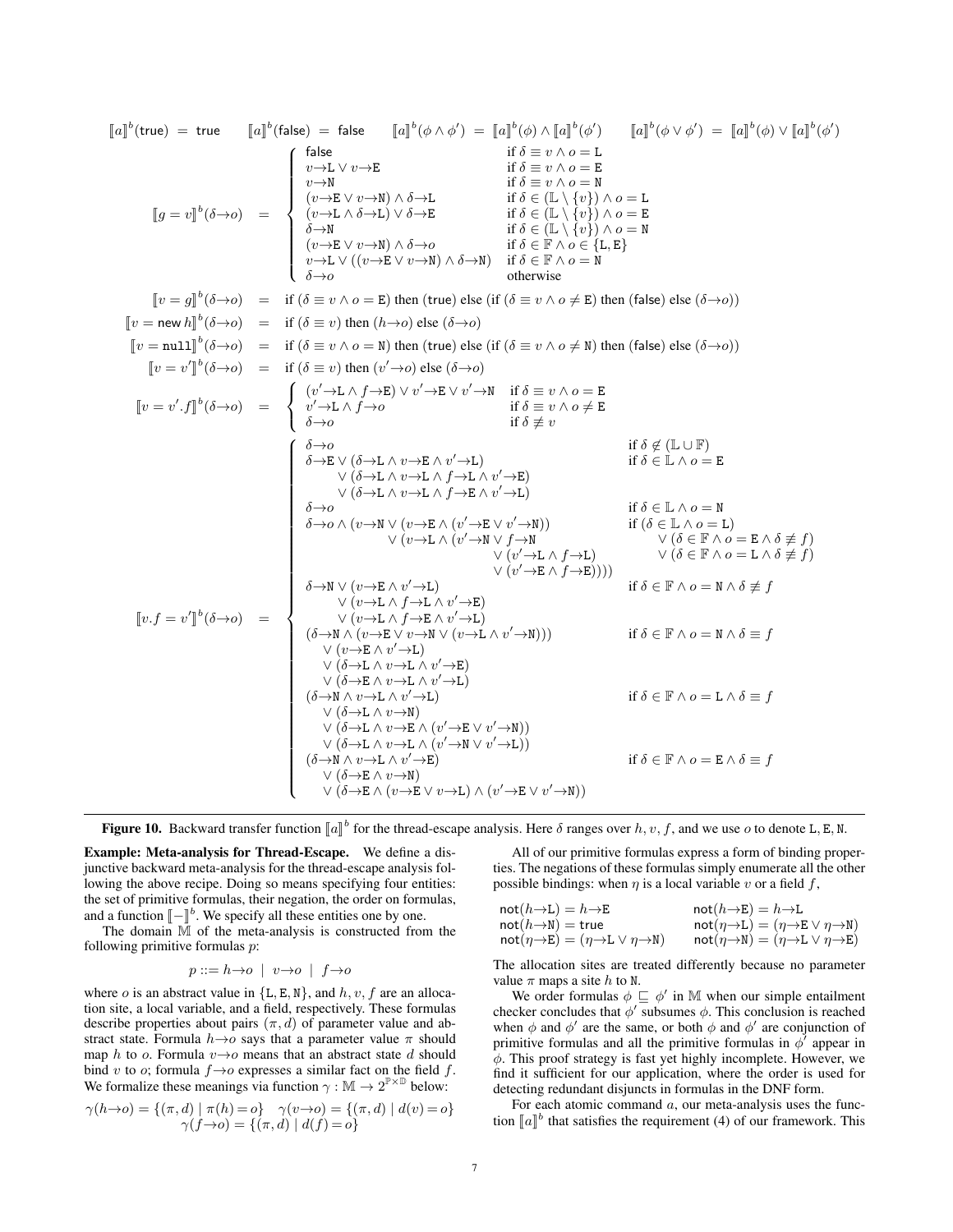$$\llbracket a \rrbracket^b(\mathsf{true}) \;=\; \mathsf{true} \qquad \llbracket a \rrbracket^b(\mathsf{false}) \;=\; \mathsf{false} \qquad \llbracket a \rrbracket^b(\phi \wedge \phi') \;=\; \llbracket a \rrbracket^b(\phi) \wedge \llbracket a \rrbracket^b(\phi') \qquad \llbracket a \rrbracket^b(\phi \vee \phi') \;=\; \llbracket a \rrbracket^b(\phi) \vee \llbracket a \rrbracket^b(\phi')$$

$$\llbracket g = v \rrbracket^b(\delta{\to}o) \;=\; \begin{cases} \mathsf{false} & \text{if } \delta \equiv v \wedge o = \mathtt{L} \\ v{\to}\mathtt{L} \vee v{\to}\mathtt{E} & \text{if } \delta \equiv v \wedge o = \mathtt{E} \\ v{\to}\mathtt{N} & \text{if } \delta \equiv v \wedge o = \mathtt{N} \\ (v{\to}\mathtt{E} \vee v{\to}\mathtt{N}) \wedge \delta{\to}\mathtt{L} & \text{if } \delta \in (\mathbb{L} \setminus \{v\}) \wedge o = \mathtt{L} \\ (v{\to}\mathtt{L} \wedge \delta{\to}\mathtt{L}) \vee \delta{\to}\mathtt{E} & \text{if } \delta \in (\mathbb{L} \setminus \{v\}) \wedge o = \mathtt{E} \\ \delta{\to}\mathtt{N} & \text{if } \delta \in (\mathbb{L} \setminus \{v\}) \wedge o = \mathtt{N} \\ (v{\to}\mathtt{E} \vee v{\to}\mathtt{N}) \wedge \delta{\to}o & \text{if } \delta \in \mathbb{F} \wedge o \in \{\mathtt{L}, \mathtt{E}\} \\ v{\to}\mathtt{L} \vee ((v{\to}\mathtt{E} \vee v{\to}\mathtt{N}) \wedge \delta{\to}\mathtt{N}) & \text{if } \delta \in \mathbb{F} \wedge o = \mathtt{N} \\ \delta{\to}o & \text{otherwise} \end{cases}$$

$$\llbracket v = g \rrbracket^b(\delta{\to}o) \;=\; \text{if } (\delta \equiv v \wedge o = \mathtt{E}) \text{ then } (\mathsf{true}) \text{ else } (\text{if } (\delta \equiv v \wedge o \neq \mathtt{E}) \text{ then } (\mathsf{false}) \text{ else } (\delta{\to}o))$$

$$\llbracket v = \mathsf{new}\, h \rrbracket^b(\delta{\to}o) \;=\; \text{if } (\delta \equiv v) \text{ then } (h{\to}o) \text{ else } (\delta{\to}o)$$

$$\llbracket v = \mathtt{null} \rrbracket^b(\delta{\to}o) \;=\; \text{if } (\delta \equiv v \wedge o = \mathtt{N}) \text{ then } (\mathsf{true}) \text{ else } (\text{if } (\delta \equiv v \wedge o \neq \mathtt{N}) \text{ then } (\mathsf{false}) \text{ else } (\delta{\to}o))$$

$$\llbracket v = v' \rrbracket^b(\delta{\to}o) \;=\; \text{if } (\delta \equiv v) \text{ then } (v'{\to}o) \text{ else } (\delta{\to}o)$$

$$\llbracket v = v'.f \rrbracket^b(\delta{\to}o) \;=\; \begin{cases} (v'{\to}\mathtt{L} \wedge f{\to}\mathtt{E}) \vee v'{\to}\mathtt{E} \vee v'{\to}\mathtt{N} & \text{if } \delta \equiv v \wedge o = \mathtt{E} \\ v'{\to}\mathtt{L} \wedge f{\to}o & \text{if } \delta \equiv v \wedge o \neq \mathtt{E} \\ \delta{\to}o & \text{if } \delta \not\equiv v \end{cases}$$

$$\llbracket v.f = v' \rrbracket^b(\delta{\to}o) \;=\; \begin{cases} \delta{\to}o & \text{if } \delta \notin (\mathbb{L} \cup \mathbb{F}) \\ \delta{\to}\mathtt{E} \vee (\delta{\to}\mathtt{L} \wedge v{\to}\mathtt{E} \wedge v'{\to}\mathtt{L}) & \text{if } \delta \in \mathbb{L} \wedge o = \mathtt{E} \\ \quad \vee (\delta{\to}\mathtt{L} \wedge v{\to}\mathtt{L} \wedge f{\to}\mathtt{L} \wedge v'{\to}\mathtt{E}) & \\ \quad \vee (\delta{\to}\mathtt{L} \wedge v{\to}\mathtt{L} \wedge f{\to}\mathtt{E} \wedge v'{\to}\mathtt{L}) & \\ \delta{\to}o & \text{if } \delta \in \mathbb{L} \wedge o = \mathtt{N} \\ \delta{\to}o \wedge (v{\to}\mathtt{N} \vee (v{\to}\mathtt{E} \wedge (v'{\to}\mathtt{E} \vee v'{\to}\mathtt{N})) & \text{if } (\delta \in \mathbb{L} \wedge o = \mathtt{L}) \\ \quad \vee (v{\to}\mathtt{L} \wedge (v'{\to}\mathtt{N} \vee f{\to}\mathtt{N} & \quad \vee (\delta \in \mathbb{F} \wedge o = \mathtt{E} \wedge \delta \not\equiv f) \\ \quad\quad \vee (v'{\to}\mathtt{L} \wedge f{\to}\mathtt{L}) & \quad \vee (\delta \in \mathbb{F} \wedge o = \mathtt{L} \wedge \delta \not\equiv f) \\ \quad\quad \vee (v'{\to}\mathtt{E} \wedge f{\to}\mathtt{E})))) & \\ \delta{\to}\mathtt{N} \vee (v{\to}\mathtt{E} \wedge v'{\to}\mathtt{L}) & \text{if } \delta \in \mathbb{F} \wedge o = \mathtt{N} \wedge \delta \not\equiv f \\ \quad \vee (v{\to}\mathtt{L} \wedge f{\to}\mathtt{L} \wedge v'{\to}\mathtt{E}) & \\ \quad \vee (v{\to}\mathtt{L} \wedge f{\to}\mathtt{E} \wedge v'{\to}\mathtt{L}) & \\ (\delta{\to}\mathtt{N} \wedge (v{\to}\mathtt{E} \vee v{\to}\mathtt{N} \vee (v{\to}\mathtt{L} \wedge v'{\to}\mathtt{N}))) & \text{if } \delta \in \mathbb{F} \wedge o = \mathtt{N} \wedge \delta \equiv f \\ \quad \vee (v{\to}\mathtt{E} \wedge v'{\to}\mathtt{L}) & \\ \quad \vee (\delta{\to}\mathtt{L} \wedge v{\to}\mathtt{L} \wedge v'{\to}\mathtt{E}) & \\ \quad \vee (\delta{\to}\mathtt{E} \wedge v{\to}\mathtt{L} \wedge v'{\to}\mathtt{L}) & \\ (\delta{\to}\mathtt{N} \wedge v{\to}\mathtt{L} \wedge v'{\to}\mathtt{L}) & \text{if } \delta \in \mathbb{F} \wedge o = \mathtt{L} \wedge \delta \equiv f \\ \quad \vee (\delta{\to}\mathtt{L} \wedge v{\to}\mathtt{N}) & \\ \quad \vee (\delta{\to}\mathtt{L} \wedge v{\to}\mathtt{E} \wedge (v'{\to}\mathtt{E} \vee v'{\to}\mathtt{N})) & \\ \quad \vee (\delta{\to}\mathtt{L} \wedge v{\to}\mathtt{L} \wedge (v'{\to}\mathtt{N} \vee v'{\to}\mathtt{L})) & \\ (\delta{\to}\mathtt{N} \wedge v{\to}\mathtt{L} \wedge v'{\to}\mathtt{E}) & \text{if } \delta \in \mathbb{F} \wedge o = \mathtt{E} \wedge \delta \equiv f \\ \quad \vee (\delta{\to}\mathtt{E} \wedge v{\to}\mathtt{N}) & \\ \quad \vee (\delta{\to}\mathtt{E} \wedge (v{\to}\mathtt{E} \vee v{\to}\mathtt{L}) \wedge (v'{\to}\mathtt{E} \vee v'{\to}\mathtt{N})) & \end{cases}$$

**Figure 10.** Backward transfer function $\llbracket a \rrbracket^b$ for the thread-escape analysis. Here $\delta$ ranges over $h, v, f$, and we use $o$ to denote $\mathtt{L}, \mathtt{E}, \mathtt{N}$.

**Example: Meta-analysis for Thread-Escape.** We define a disjunctive backward meta-analysis for the thread-escape analysis following the above recipe. Doing so means specifying four entities: the set of primitive formulas, their negation, the order on formulas, and a function $\llbracket - \rrbracket^b$. We specify all these entities one by one.

The domain $\mathbb{M}$ of the meta-analysis is constructed from the following primitive formulas $p$:

$$p ::= h{\to}o \;\mid\; v{\to}o \;\mid\; f{\to}o$$

where $o$ is an abstract value in $\{\mathtt{L}, \mathtt{E}, \mathtt{N}\}$, and $h, v, f$ are an allocation site, a local variable, and a field, respectively. These formulas describe properties about pairs $(\pi, d)$ of parameter value and abstract state. Formula $h{\to}o$ says that a parameter value $\pi$ should map $h$ to $o$. Formula $v{\to}o$ means that an abstract state $d$ should bind $v$ to $o$; formula $f{\to}o$ expresses a similar fact on the field $f$. We formalize these meanings via function $\gamma : \mathbb{M} \to 2^{\mathbb{P} \times \mathbb{D}}$ below:

$$\gamma(h{\to}o) = \{(\pi, d) \mid \pi(h) = o\} \quad \gamma(v{\to}o) = \{(\pi, d) \mid d(v) = o\}$$
$$\gamma(f{\to}o) = \{(\pi, d) \mid d(f) = o\}$$

All of our primitive formulas express a form of binding properties. The negations of these formulas simply enumerate all the other possible bindings: when $\eta$ is a local variable $v$ or a field $f$,

$$\begin{array}{ll} \mathsf{not}(h{\to}\mathtt{L}) = h{\to}\mathtt{E} & \mathsf{not}(h{\to}\mathtt{E}) = h{\to}\mathtt{L} \\ \mathsf{not}(h{\to}\mathtt{N}) = \mathsf{true} & \mathsf{not}(\eta{\to}\mathtt{L}) = (\eta{\to}\mathtt{E} \vee \eta{\to}\mathtt{N}) \\ \mathsf{not}(\eta{\to}\mathtt{E}) = (\eta{\to}\mathtt{L} \vee \eta{\to}\mathtt{N}) & \mathsf{not}(\eta{\to}\mathtt{N}) = (\eta{\to}\mathtt{L} \vee \eta{\to}\mathtt{E}) \end{array}$$

The allocation sites are treated differently because no parameter value $\pi$ maps a site $h$ to $\mathtt{N}$.

We order formulas $\phi \sqsubseteq \phi'$ in $\mathbb{M}$ when our simple entailment checker concludes that $\phi'$ subsumes $\phi$. This conclusion is reached when $\phi$ and $\phi'$ are the same, or both $\phi$ and $\phi'$ are conjunction of primitive formulas and all the primitive formulas in $\phi'$ appear in $\phi$. This proof strategy is fast yet highly incomplete. However, we find it sufficient for our application, where the order is used for detecting redundant disjuncts in formulas in the DNF form.

For each atomic command $a$, our meta-analysis uses the function $\llbracket a \rrbracket^b$ that satisfies the requirement (4) of our framework. This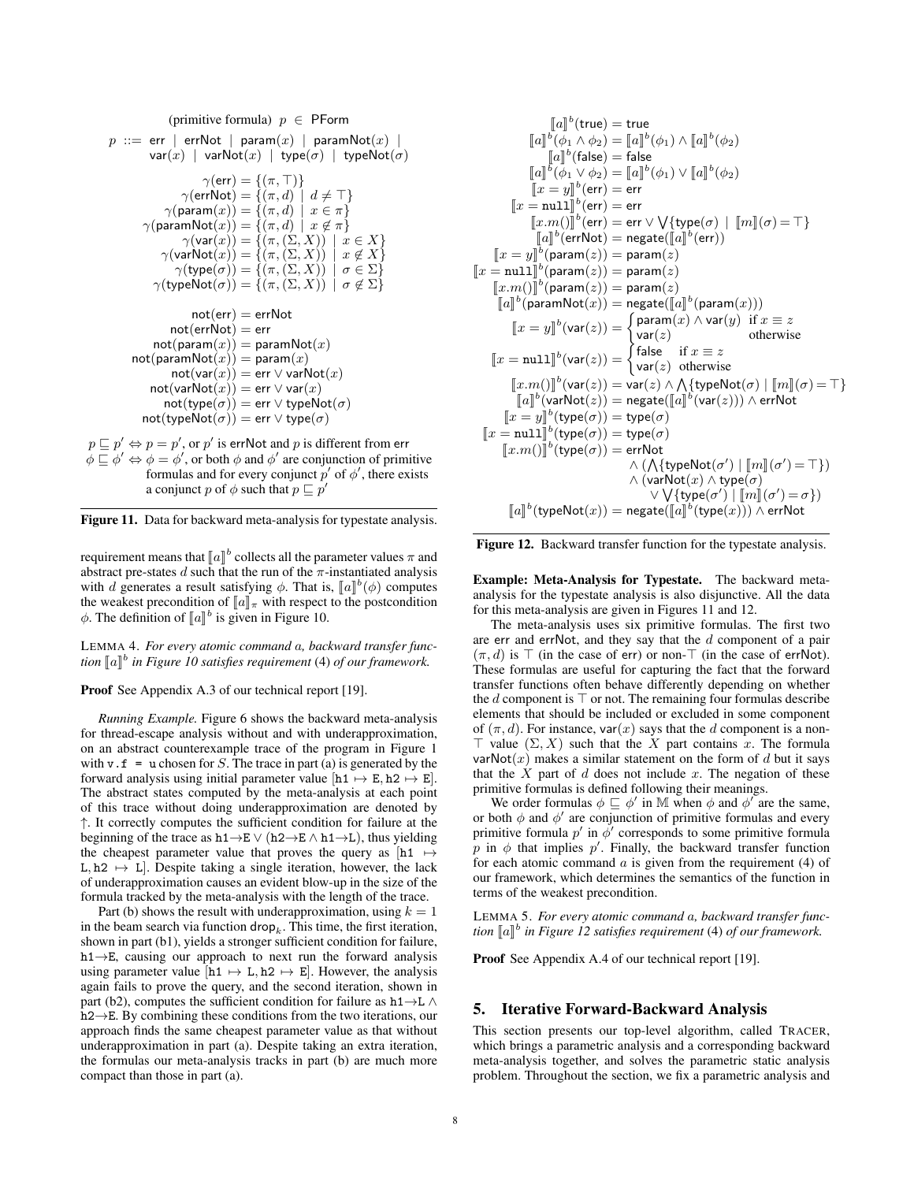(primitive formula) $p \in \mathsf{PForm}$

$$p ::= \mathsf{err} \mid \mathsf{errNot} \mid \mathsf{param}(x) \mid \mathsf{paramNot}(x) \mid \mathsf{var}(x) \mid \mathsf{varNot}(x) \mid \mathsf{type}(\sigma) \mid \mathsf{typeNot}(\sigma)$$

$$\begin{aligned}
\gamma(\mathsf{err}) &= \{(\pi, \top)\} \\
\gamma(\mathsf{errNot}) &= \{(\pi, d) \mid d \neq \top\} \\
\gamma(\mathsf{param}(x)) &= \{(\pi, d) \mid x \in \pi\} \\
\gamma(\mathsf{paramNot}(x)) &= \{(\pi, d) \mid x \notin \pi\} \\
\gamma(\mathsf{var}(x)) &= \{(\pi, (\Sigma, X)) \mid x \in X\} \\
\gamma(\mathsf{varNot}(x)) &= \{(\pi, (\Sigma, X)) \mid x \notin X\} \\
\gamma(\mathsf{type}(\sigma)) &= \{(\pi, (\Sigma, X)) \mid \sigma \in \Sigma\} \\
\gamma(\mathsf{typeNot}(\sigma)) &= \{(\pi, (\Sigma, X)) \mid \sigma \notin \Sigma\}
\end{aligned}$$

$$\begin{aligned}
\mathsf{not}(\mathsf{err}) &= \mathsf{errNot} \\
\mathsf{not}(\mathsf{errNot}) &= \mathsf{err} \\
\mathsf{not}(\mathsf{param}(x)) &= \mathsf{paramNot}(x) \\
\mathsf{not}(\mathsf{paramNot}(x)) &= \mathsf{param}(x) \\
\mathsf{not}(\mathsf{var}(x)) &= \mathsf{err} \vee \mathsf{varNot}(x) \\
\mathsf{not}(\mathsf{varNot}(x)) &= \mathsf{err} \vee \mathsf{var}(x) \\
\mathsf{not}(\mathsf{type}(\sigma)) &= \mathsf{err} \vee \mathsf{typeNot}(\sigma) \\
\mathsf{not}(\mathsf{typeNot}(\sigma)) &= \mathsf{err} \vee \mathsf{type}(\sigma)
\end{aligned}$$

$p \sqsubseteq p' \Leftrightarrow p = p'$, or $p'$ is errNot and $p$ is different from err
$\phi \sqsubseteq \phi' \Leftrightarrow \phi = \phi'$, or both $\phi$ and $\phi'$ are conjunction of primitive formulas and for every conjunct $p'$ of $\phi'$, there exists a conjunct $p$ of $\phi$ such that $p \sqsubseteq p'$

**Figure 11.** Data for backward meta-analysis for typestate analysis.

requirement means that $[\![a]\!]^b$ collects all the parameter values $\pi$ and abstract pre-states $d$ such that the run of the $\pi$-instantiated analysis with $d$ generates a result satisfying $\phi$. That is, $[\![a]\!]^b(\phi)$ computes the weakest precondition of $[\![a]\!]_\pi$ with respect to the postcondition $\phi$. The definition of $[\![a]\!]^b$ is given in Figure 10.

LEMMA 4. *For every atomic command $a$, backward transfer function $[\![a]\!]^b$ in Figure 10 satisfies requirement* (4) *of our framework.*

**Proof** See Appendix A.3 of our technical report [19].

*Running Example.* Figure 6 shows the backward meta-analysis for thread-escape analysis without and with underapproximation, on an abstract counterexample trace of the program in Figure 1 with `v.f = u` chosen for $S$. The trace in part (a) is generated by the forward analysis using initial parameter value $[\mathtt{h1} \mapsto \mathtt{E}, \mathtt{h2} \mapsto \mathtt{E}]$. The abstract states computed by the meta-analysis at each point of this trace without doing underapproximation are denoted by $\uparrow$. It correctly computes the sufficient condition for failure at the beginning of the trace as $\mathtt{h1}{\rightarrow}\mathtt{E} \vee (\mathtt{h2}{\rightarrow}\mathtt{E} \wedge \mathtt{h1}{\rightarrow}\mathtt{L})$, thus yielding the cheapest parameter value that proves the query as $[\mathtt{h1} \mapsto \mathtt{L}, \mathtt{h2} \mapsto \mathtt{L}]$. Despite taking a single iteration, however, the lack of underapproximation causes an evident blow-up in the size of the formula tracked by the meta-analysis with the length of the trace.

Part (b) shows the result with underapproximation, using $k = 1$ in the beam search via function $\mathsf{drop}_k$. This time, the first iteration, shown in part (b1), yields a stronger sufficient condition for failure, $\mathtt{h1}{\rightarrow}\mathtt{E}$, causing our approach to next run the forward analysis using parameter value $[\mathtt{h1} \mapsto \mathtt{L}, \mathtt{h2} \mapsto \mathtt{E}]$. However, the analysis again fails to prove the query, and the second iteration, shown in part (b2), computes the sufficient condition for failure as $\mathtt{h1}{\rightarrow}\mathtt{L} \wedge \mathtt{h2}{\rightarrow}\mathtt{E}$. By combining these conditions from the two iterations, our approach finds the same cheapest parameter value as that without underapproximation in part (a). Despite taking an extra iteration, the formulas our meta-analysis tracks in part (b) are much more compact than those in part (a).

$$\begin{aligned}
[\![a]\!]^b(\mathsf{true}) &= \mathsf{true} \\
[\![a]\!]^b(\phi_1 \wedge \phi_2) &= [\![a]\!]^b(\phi_1) \wedge [\![a]\!]^b(\phi_2) \\
[\![a]\!]^b(\mathsf{false}) &= \mathsf{false} \\
[\![a]\!]^b(\phi_1 \vee \phi_2) &= [\![a]\!]^b(\phi_1) \vee [\![a]\!]^b(\phi_2) \\
[\![x = y]\!]^b(\mathsf{err}) &= \mathsf{err} \\
[\![x = \mathtt{null}]\!]^b(\mathsf{err}) &= \mathsf{err} \\
[\![x.m()]\!]^b(\mathsf{err}) &= \mathsf{err} \vee \textstyle\bigvee\{\mathsf{type}(\sigma) \mid [\![m]\!](\sigma) = \top\} \\
[\![a]\!]^b(\mathsf{errNot}) &= \mathsf{negate}([\![a]\!]^b(\mathsf{err})) \\
[\![x = y]\!]^b(\mathsf{param}(z)) &= \mathsf{param}(z) \\
[\![x = \mathtt{null}]\!]^b(\mathsf{param}(z)) &= \mathsf{param}(z) \\
[\![x.m()]\!]^b(\mathsf{param}(z)) &= \mathsf{param}(z) \\
[\![a]\!]^b(\mathsf{paramNot}(x)) &= \mathsf{negate}([\![a]\!]^b(\mathsf{param}(x))) \\
[\![x = y]\!]^b(\mathsf{var}(z)) &= \begin{cases} \mathsf{param}(x) \wedge \mathsf{var}(y) & \text{if } x \equiv z \\ \mathsf{var}(z) & \text{otherwise} \end{cases} \\
[\![x = \mathtt{null}]\!]^b(\mathsf{var}(z)) &= \begin{cases} \mathsf{false} & \text{if } x \equiv z \\ \mathsf{var}(z) & \text{otherwise} \end{cases} \\
[\![x.m()]\!]^b(\mathsf{var}(z)) &= \mathsf{var}(z) \wedge \textstyle\bigwedge\{\mathsf{typeNot}(\sigma) \mid [\![m]\!](\sigma) = \top\} \\
[\![a]\!]^b(\mathsf{varNot}(z)) &= \mathsf{negate}([\![a]\!]^b(\mathsf{var}(z))) \wedge \mathsf{errNot} \\
[\![x = y]\!]^b(\mathsf{type}(\sigma)) &= \mathsf{type}(\sigma) \\
[\![x = \mathtt{null}]\!]^b(\mathsf{type}(\sigma)) &= \mathsf{type}(\sigma) \\
[\![x.m()]\!]^b(\mathsf{type}(\sigma)) &= \mathsf{errNot} \\
&\quad \wedge (\textstyle\bigwedge\{\mathsf{typeNot}(\sigma') \mid [\![m]\!](\sigma') = \top\}) \\
&\quad \wedge (\mathsf{varNot}(x) \wedge \mathsf{type}(\sigma) \\
&\qquad \vee \textstyle\bigvee\{\mathsf{type}(\sigma') \mid [\![m]\!](\sigma') = \sigma\}) \\
[\![a]\!]^b(\mathsf{typeNot}(x)) &= \mathsf{negate}([\![a]\!]^b(\mathsf{type}(x))) \wedge \mathsf{errNot}
\end{aligned}$$

**Figure 12.** Backward transfer function for the typestate analysis.

**Example: Meta-Analysis for Typestate.** The backward meta-analysis for the typestate analysis is also disjunctive. All the data for this meta-analysis are given in Figures 11 and 12.

The meta-analysis uses six primitive formulas. The first two are err and errNot, and they say that the $d$ component of a pair $(\pi, d)$ is $\top$ (in the case of err) or non-$\top$ (in the case of errNot). These formulas are useful for capturing the fact that the forward transfer functions often behave differently depending on whether the $d$ component is $\top$ or not. The remaining four formulas describe elements that should be included or excluded in some component of $(\pi, d)$. For instance, $\mathsf{var}(x)$ says that the $d$ component is a non-$\top$ value $(\Sigma, X)$ such that the $X$ part contains $x$. The formula $\mathsf{varNot}(x)$ makes a similar statement on the form of $d$ but it says that the $X$ part of $d$ does not include $x$. The negation of these primitive formulas is defined following their meanings.

We order formulas $\phi \sqsubseteq \phi'$ in $\mathbb{M}$ when $\phi$ and $\phi'$ are the same, or both $\phi$ and $\phi'$ are conjunction of primitive formulas and every primitive formula $p'$ in $\phi'$ corresponds to some primitive formula $p$ in $\phi$ that implies $p'$. Finally, the backward transfer function for each atomic command $a$ is given from the requirement (4) of our framework, which determines the semantics of the function in terms of the weakest precondition.

LEMMA 5. *For every atomic command $a$, backward transfer function $[\![a]\!]^b$ in Figure 12 satisfies requirement* (4) *of our framework.*

**Proof** See Appendix A.4 of our technical report [19].

## 5. Iterative Forward-Backward Analysis

This section presents our top-level algorithm, called TRACER, which brings a parametric analysis and a corresponding backward meta-analysis together, and solves the parametric static analysis problem. Throughout the section, we fix a parametric analysis and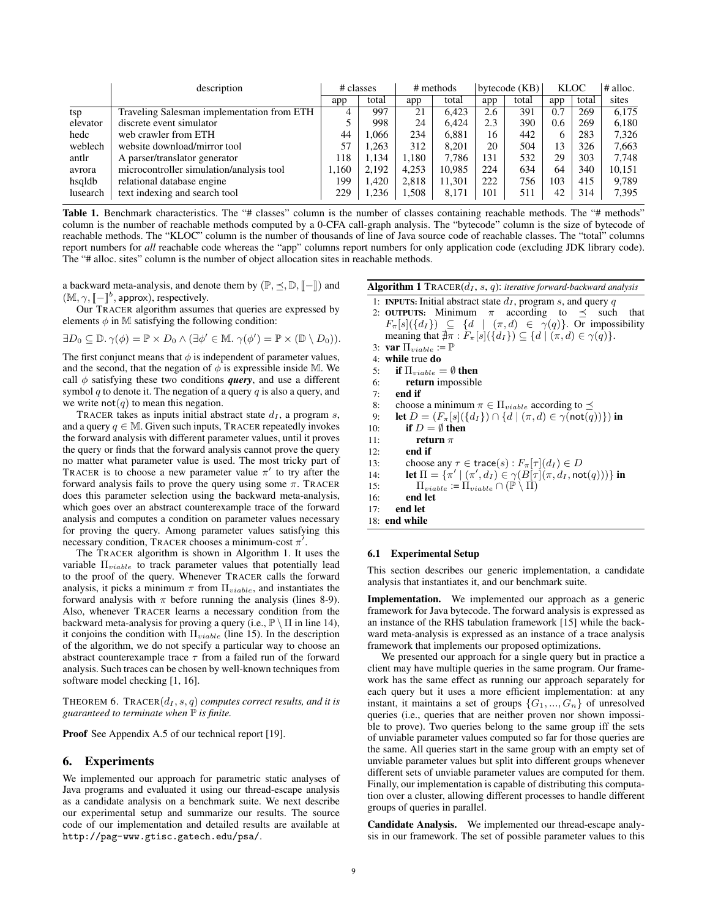| | description | # classes | | # methods | | bytecode (KB) | | KLOC | | # alloc. |
|---|---|---|---|---|---|---|---|---|---|---|
| | | app | total | app | total | app | total | app | total | sites |
| tsp | Traveling Salesman implementation from ETH | 4 | 997 | 21 | 6,423 | 2.6 | 391 | 0.7 | 269 | 6,175 |
| elevator | discrete event simulator | 5 | 998 | 24 | 6,424 | 2.3 | 390 | 0.6 | 269 | 6,180 |
| hedc | web crawler from ETH | 44 | 1,066 | 234 | 6,881 | 16 | 442 | 6 | 283 | 7,326 |
| weblech | website download/mirror tool | 57 | 1,263 | 312 | 8,201 | 20 | 504 | 13 | 326 | 7,663 |
| antlr | A parser/translator generator | 118 | 1,134 | 1,180 | 7,786 | 131 | 532 | 29 | 303 | 7,748 |
| avrora | microcontroller simulation/analysis tool | 1,160 | 2,192 | 4,253 | 10,985 | 224 | 634 | 64 | 340 | 10,151 |
| hsqldb | relational database engine | 199 | 1,420 | 2,818 | 11,301 | 222 | 756 | 103 | 415 | 9,789 |
| lusearch | text indexing and search tool | 229 | 1,236 | 1,508 | 8,171 | 101 | 511 | 42 | 314 | 7,395 |

**Table 1.** Benchmark characteristics. The "# classes" column is the number of classes containing reachable methods. The "# methods" column is the number of reachable methods computed by a 0-CFA call-graph analysis. The "bytecode" column is the size of bytecode of reachable methods. The "KLOC" column is the number of thousands of line of Java source code of reachable classes. The "total" columns report numbers for *all* reachable code whereas the "app" columns report numbers for only application code (excluding JDK library code). The "# alloc. sites" column is the number of object allocation sites in reachable methods.

a backward meta-analysis, and denote them by $(\mathbb{P}, \preceq, \mathbb{D}, [\![-]\!])$ and $(\mathbb{M}, \gamma, [\![-]\!]^b, \mathsf{approx})$, respectively.

Our TRACER algorithm assumes that queries are expressed by elements $\phi$ in $\mathbb{M}$ satisfying the following condition:

$$\exists D_0 \subseteq \mathbb{D}.\, \gamma(\phi) = \mathbb{P} \times D_0 \wedge (\exists \phi' \in \mathbb{M}.\, \gamma(\phi') = \mathbb{P} \times (\mathbb{D} \setminus D_0)).$$

The first conjunct means that $\phi$ is independent of parameter values, and the second, that the negation of $\phi$ is expressible inside $\mathbb{M}$. We call $\phi$ satisfying these two conditions ***query***, and use a different symbol $q$ to denote it. The negation of a query $q$ is also a query, and we write $\mathsf{not}(q)$ to mean this negation.

TRACER takes as inputs initial abstract state $d_I$, a program $s$, and a query $q \in \mathbb{M}$. Given such inputs, TRACER repeatedly invokes the forward analysis with different parameter values, until it proves the query or finds that the forward analysis cannot prove the query no matter what parameter value is used. The most tricky part of TRACER is to choose a new parameter value $\pi'$ to try after the forward analysis fails to prove the query using some $\pi$. TRACER does this parameter selection using the backward meta-analysis, which goes over an abstract counterexample trace of the forward analysis and computes a condition on parameter values necessary for proving the query. Among parameter values satisfying this necessary condition, TRACER chooses a minimum-cost $\pi'$.

The TRACER algorithm is shown in Algorithm 1. It uses the variable $\Pi_{viable}$ to track parameter values that potentially lead to the proof of the query. Whenever TRACER calls the forward analysis, it picks a minimum $\pi$ from $\Pi_{viable}$, and instantiates the forward analysis with $\pi$ before running the analysis (lines 8-9). Also, whenever TRACER learns a necessary condition from the backward meta-analysis for proving a query (i.e., $\mathbb{P} \setminus \Pi$ in line 14), it conjoins the condition with $\Pi_{viable}$ (line 15). In the description of the algorithm, we do not specify a particular way to choose an abstract counterexample trace $\tau$ from a failed run of the forward analysis. Such traces can be chosen by well-known techniques from software model checking [1, 16].

**Algorithm 1** TRACER($d_I$, $s$, $q$): *iterative forward-backward analysis*

1: **INPUTS:** Initial abstract state $d_I$, program $s$, and query $q$
2: **OUTPUTS:** Minimum $\pi$ according to $\preceq$ such that $F_\pi[s](\{d_I\}) \subseteq \{d \mid (\pi, d) \in \gamma(q)\}$. Or impossibility meaning that $\nexists \pi : F_\pi[s](\{d_I\}) \subseteq \{d \mid (\pi, d) \in \gamma(q)\}$.
3: **var** $\Pi_{viable} := \mathbb{P}$
4: **while** true **do**
5: &nbsp;&nbsp;&nbsp;**if** $\Pi_{viable} = \emptyset$ **then**
6: &nbsp;&nbsp;&nbsp;&nbsp;&nbsp;&nbsp;**return** impossible
7: &nbsp;&nbsp;&nbsp;**end if**
8: &nbsp;&nbsp;&nbsp;choose a minimum $\pi \in \Pi_{viable}$ according to $\preceq$
9: &nbsp;&nbsp;&nbsp;**let** $D = (F_\pi[s](\{d_I\}) \cap \{d \mid (\pi, d) \in \gamma(\mathsf{not}(q))\})$ **in**
10: &nbsp;&nbsp;&nbsp;&nbsp;&nbsp;&nbsp;**if** $D = \emptyset$ **then**
11: &nbsp;&nbsp;&nbsp;&nbsp;&nbsp;&nbsp;&nbsp;&nbsp;&nbsp;**return** $\pi$
12: &nbsp;&nbsp;&nbsp;&nbsp;&nbsp;&nbsp;**end if**
13: &nbsp;&nbsp;&nbsp;&nbsp;&nbsp;&nbsp;choose any $\tau \in \mathsf{trace}(s) : F_\pi[\tau](d_I) \in D$
14: &nbsp;&nbsp;&nbsp;&nbsp;&nbsp;&nbsp;**let** $\Pi = \{\pi' \mid (\pi', d_I) \in \gamma(B[\tau](\pi, d_I, \mathsf{not}(q)))\}$ **in**
15: &nbsp;&nbsp;&nbsp;&nbsp;&nbsp;&nbsp;&nbsp;&nbsp;&nbsp;$\Pi_{viable} := \Pi_{viable} \cap (\mathbb{P} \setminus \Pi)$
16: &nbsp;&nbsp;&nbsp;&nbsp;&nbsp;&nbsp;**end let**
17: &nbsp;&nbsp;&nbsp;**end let**
18: **end while**

THEOREM 6. TRACER($d_I, s, q$) *computes correct results, and it is guaranteed to terminate when $\mathbb{P}$ is finite.*

**Proof** See Appendix A.5 of our technical report [19].

## 6. Experiments

We implemented our approach for parametric static analyses of Java programs and evaluated it using our thread-escape analysis as a candidate analysis on a benchmark suite. We next describe our experimental setup and summarize our results. The source code of our implementation and detailed results are available at `http://pag-www.gtisc.gatech.edu/psa/`.

### 6.1 Experimental Setup

This section describes our generic implementation, a candidate analysis that instantiates it, and our benchmark suite.

**Implementation.** We implemented our approach as a generic framework for Java bytecode. The forward analysis is expressed as an instance of the RHS tabulation framework [15] while the backward meta-analysis is expressed as an instance of a trace analysis framework that implements our proposed optimizations.

We presented our approach for a single query but in practice a client may have multiple queries in the same program. Our framework has the same effect as running our approach separately for each query but it uses a more efficient implementation: at any instant, it maintains a set of groups $\{G_1, ..., G_n\}$ of unresolved queries (i.e., queries that are neither proven nor shown impossible to prove). Two queries belong to the same group iff the sets of unviable parameter values computed so far for those queries are the same. All queries start in the same group with an empty set of unviable parameter values but split into different groups whenever different sets of unviable parameter values are computed for them. Finally, our implementation is capable of distributing this computation over a cluster, allowing different processes to handle different groups of queries in parallel.

**Candidate Analysis.** We implemented our thread-escape analysis in our framework. The set of possible parameter values to this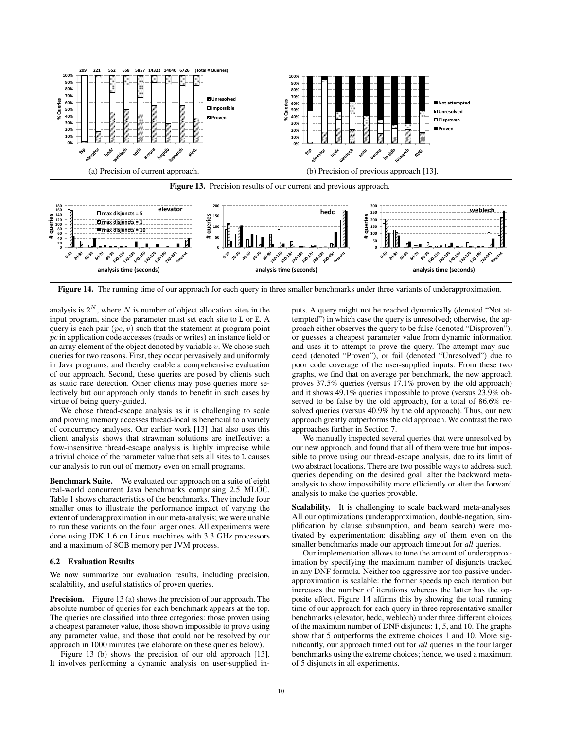**Figure 13.** Precision results of our current and previous approach.

(a) Precision of current approach.

(b) Precision of previous approach [13].

**Figure 14.** The running time of our approach for each query in three smaller benchmarks under three variants of underapproximation.

analysis is $2^N$, where $N$ is number of object allocation sites in the input program, since the parameter must set each site to L or E. A query is each pair $(pc, v)$ such that the statement at program point $pc$ in application code accesses (reads or writes) an instance field or an array element of the object denoted by variable $v$. We chose such queries for two reasons. First, they occur pervasively and uniformly in Java programs, and thereby enable a comprehensive evaluation of our approach. Second, these queries are posed by clients such as static race detection. Other clients may pose queries more selectively but our approach only stands to benefit in such cases by virtue of being query-guided.

We chose thread-escape analysis as it is challenging to scale and proving memory accesses thread-local is beneficial to a variety of concurrency analyses. Our earlier work [13] that also uses this client analysis shows that strawman solutions are ineffective: a flow-insensitive thread-escape analysis is highly imprecise while a trivial choice of the parameter value that sets all sites to L causes our analysis to run out of memory even on small programs.

**Benchmark Suite.** We evaluated our approach on a suite of eight real-world concurrent Java benchmarks comprising 2.5 MLOC. Table 1 shows characteristics of the benchmarks. They include four smaller ones to illustrate the performance impact of varying the extent of underapproximation in our meta-analysis; we were unable to run these variants on the four larger ones. All experiments were done using JDK 1.6 on Linux machines with 3.3 GHz processors and a maximum of 8GB memory per JVM process.

### 6.2 Evaluation Results

We now summarize our evaluation results, including precision, scalability, and useful statistics of proven queries.

**Precision.** Figure 13 (a) shows the precision of our approach. The absolute number of queries for each benchmark appears at the top. The queries are classified into three categories: those proven using a cheapest parameter value, those shown impossible to prove using any parameter value, and those that could not be resolved by our approach in 1000 minutes (we elaborate on these queries below).

Figure 13 (b) shows the precision of our old approach [13]. It involves performing a dynamic analysis on user-supplied inputs. A query might not be reached dynamically (denoted "Not attempted") in which case the query is unresolved; otherwise, the approach either observes the query to be false (denoted "Disproven"), or guesses a cheapest parameter value from dynamic information and uses it to attempt to prove the query. The attempt may succeed (denoted "Proven"), or fail (denoted "Unresolved") due to poor code coverage of the user-supplied inputs. From these two graphs, we find that on average per benchmark, the new approach proves 37.5% queries (versus 17.1% proven by the old approach) and it shows 49.1% queries impossible to prove (versus 23.9% observed to be false by the old approach), for a total of 86.6% resolved queries (versus 40.9% by the old approach). Thus, our new approach greatly outperforms the old approach. We contrast the two approaches further in Section 7.

We manually inspected several queries that were unresolved by our new approach, and found that all of them were true but impossible to prove using our thread-escape analysis, due to its limit of two abstract locations. There are two possible ways to address such queries depending on the desired goal: alter the backward meta-analysis to show impossibility more efficiently or alter the forward analysis to make the queries provable.

**Scalability.** It is challenging to scale backward meta-analyses. All our optimizations (underapproximation, double-negation, simplification by clause subsumption, and beam search) were motivated by experimentation: disabling *any* of them even on the smaller benchmarks made our approach timeout for *all* queries.

Our implementation allows to tune the amount of underapproximation by specifying the maximum number of disjuncts tracked in any DNF formula. Neither too aggressive nor too passive underapproximation is scalable: the former speeds up each iteration but increases the number of iterations whereas the latter has the opposite effect. Figure 14 affirms this by showing the total running time of our approach for each query in three representative smaller benchmarks (elevator, hedc, weblech) under three different choices of the maximum number of DNF disjuncts: 1, 5, and 10. The graphs show that 5 outperforms the extreme choices 1 and 10. More significantly, our approach timed out for *all* queries in the four larger benchmarks using the extreme choices; hence, we used a maximum of 5 disjuncts in all experiments.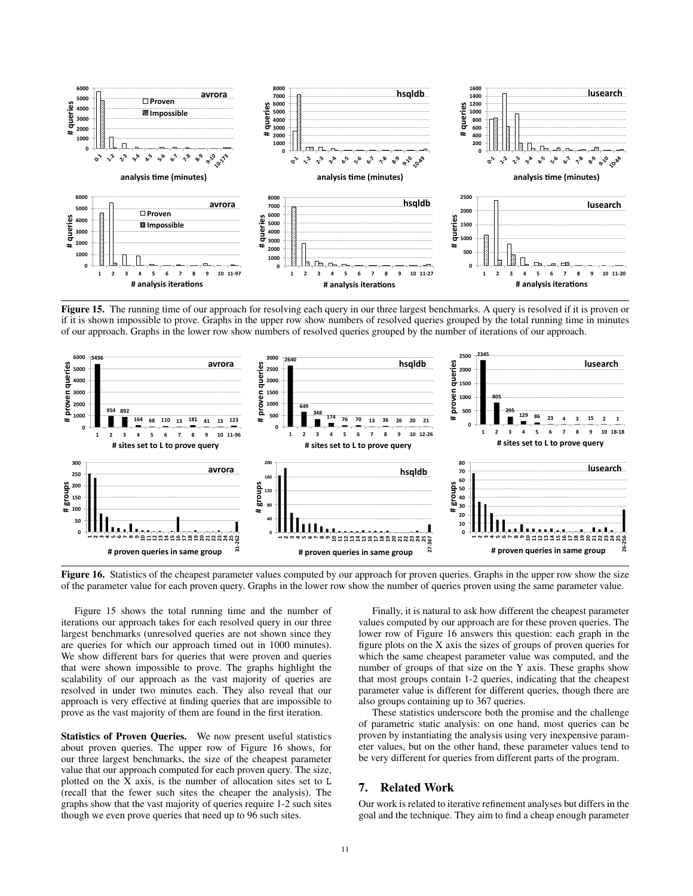**Figure 15.** The running time of our approach for resolving each query in our three largest benchmarks. A query is resolved if it is proven or if it is shown impossible to prove. Graphs in the upper row show numbers of resolved queries grouped by the total running time in minutes of our approach. Graphs in the lower row show numbers of resolved queries grouped by the number of iterations of our approach.

**Figure 16.** Statistics of the cheapest parameter values computed by our approach for proven queries. Graphs in the upper row show the size of the parameter value for each proven query. Graphs in the lower row show the number of queries proven using the same parameter value.

Figure 15 shows the total running time and the number of iterations our approach takes for each resolved query in our three largest benchmarks (unresolved queries are not shown since they are queries for which our approach timed out in 1000 minutes). We show different bars for queries that were proven and queries that were shown impossible to prove. The graphs highlight the scalability of our approach as the vast majority of queries are resolved in under two minutes each. They also reveal that our approach is very effective at finding queries that are impossible to prove as the vast majority of them are found in the first iteration.

**Statistics of Proven Queries.** We now present useful statistics about proven queries. The upper row of Figure 16 shows, for our three largest benchmarks, the size of the cheapest parameter value that our approach computed for each proven query. The size, plotted on the X axis, is the number of allocation sites set to L (recall that the fewer such sites the cheaper the analysis). The graphs show that the vast majority of queries require 1-2 such sites though we even prove queries that need up to 96 such sites.

Finally, it is natural to ask how different the cheapest parameter values computed by our approach are for these proven queries. The lower row of Figure 16 answers this question: each graph in the figure plots on the X axis the sizes of groups of proven queries for which the same cheapest parameter value was computed, and the number of groups of that size on the Y axis. These graphs show that most groups contain 1-2 queries, indicating that the cheapest parameter value is different for different queries, though there are also groups containing up to 367 queries.

These statistics underscore both the promise and the challenge of parametric static analysis: on one hand, most queries can be proven by instantiating the analysis using very inexpensive parameter values, but on the other hand, these parameter values tend to be very different for queries from different parts of the program.

## 7. Related Work

Our work is related to iterative refinement analyses but differs in the goal and the technique. They aim to find a cheap enough parameter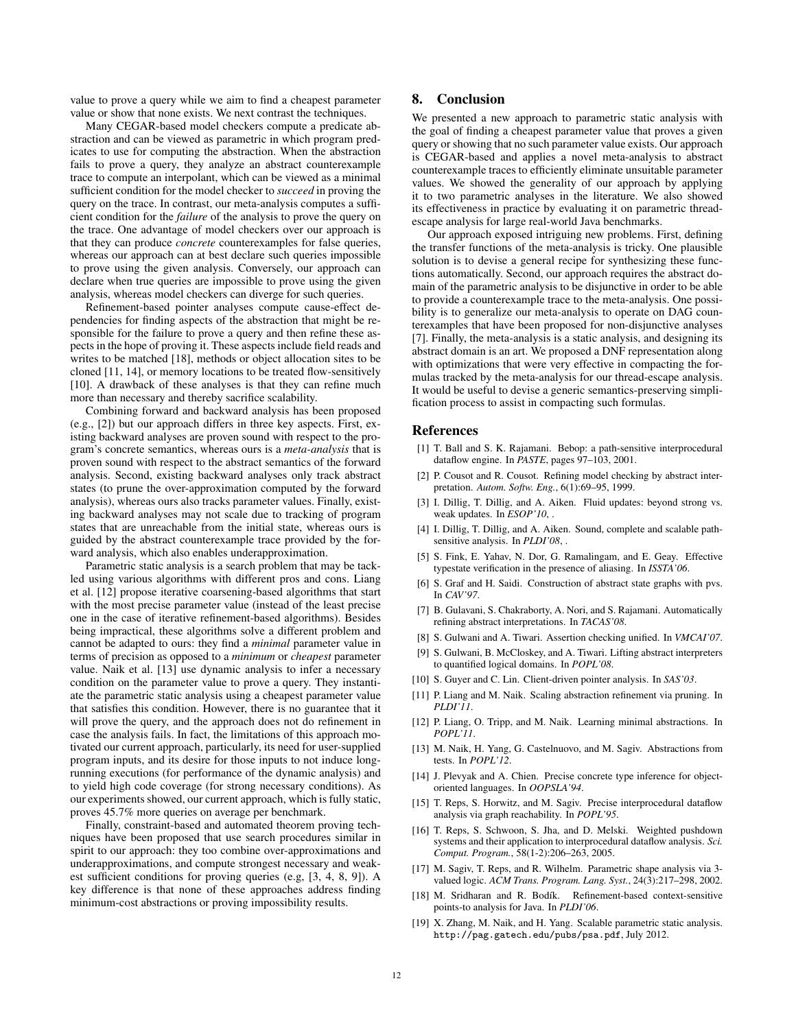value to prove a query while we aim to find a cheapest parameter value or show that none exists. We next contrast the techniques.

Many CEGAR-based model checkers compute a predicate abstraction and can be viewed as parametric in which program predicates to use for computing the abstraction. When the abstraction fails to prove a query, they analyze an abstract counterexample trace to compute an interpolant, which can be viewed as a minimal sufficient condition for the model checker to *succeed* in proving the query on the trace. In contrast, our meta-analysis computes a sufficient condition for the *failure* of the analysis to prove the query on the trace. One advantage of model checkers over our approach is that they can produce *concrete* counterexamples for false queries, whereas our approach can at best declare such queries impossible to prove using the given analysis. Conversely, our approach can declare when true queries are impossible to prove using the given analysis, whereas model checkers can diverge for such queries.

Refinement-based pointer analyses compute cause-effect dependencies for finding aspects of the abstraction that might be responsible for the failure to prove a query and then refine these aspects in the hope of proving it. These aspects include field reads and writes to be matched [18], methods or object allocation sites to be cloned [11, 14], or memory locations to be treated flow-sensitively [10]. A drawback of these analyses is that they can refine much more than necessary and thereby sacrifice scalability.

Combining forward and backward analysis has been proposed (e.g., [2]) but our approach differs in three key aspects. First, existing backward analyses are proven sound with respect to the program's concrete semantics, whereas ours is a *meta-analysis* that is proven sound with respect to the abstract semantics of the forward analysis. Second, existing backward analyses only track abstract states (to prune the over-approximation computed by the forward analysis), whereas ours also tracks parameter values. Finally, existing backward analyses may not scale due to tracking of program states that are unreachable from the initial state, whereas ours is guided by the abstract counterexample trace provided by the forward analysis, which also enables underapproximation.

Parametric static analysis is a search problem that may be tackled using various algorithms with different pros and cons. Liang et al. [12] propose iterative coarsening-based algorithms that start with the most precise parameter value (instead of the least precise one in the case of iterative refinement-based algorithms). Besides being impractical, these algorithms solve a different problem and cannot be adapted to ours: they find a *minimal* parameter value in terms of precision as opposed to a *minimum* or *cheapest* parameter value. Naik et al. [13] use dynamic analysis to infer a necessary condition on the parameter value to prove a query. They instantiate the parametric static analysis using a cheapest parameter value that satisfies this condition. However, there is no guarantee that it will prove the query, and the approach does not do refinement in case the analysis fails. In fact, the limitations of this approach motivated our current approach, particularly, its need for user-supplied program inputs, and its desire for those inputs to not induce long-running executions (for performance of the dynamic analysis) and to yield high code coverage (for strong necessary conditions). As our experiments showed, our current approach, which is fully static, proves 45.7% more queries on average per benchmark.

Finally, constraint-based and automated theorem proving techniques have been proposed that use search procedures similar in spirit to our approach: they too combine over-approximations and underapproximations, and compute strongest necessary and weakest sufficient conditions for proving queries (e.g, [3, 4, 8, 9]). A key difference is that none of these approaches address finding minimum-cost abstractions or proving impossibility results.

## 8. Conclusion

We presented a new approach to parametric static analysis with the goal of finding a cheapest parameter value that proves a given query or showing that no such parameter value exists. Our approach is CEGAR-based and applies a novel meta-analysis to abstract counterexample traces to efficiently eliminate unsuitable parameter values. We showed the generality of our approach by applying it to two parametric analyses in the literature. We also showed its effectiveness in practice by evaluating it on parametric thread-escape analysis for large real-world Java benchmarks.

Our approach exposed intriguing new problems. First, defining the transfer functions of the meta-analysis is tricky. One plausible solution is to devise a general recipe for synthesizing these functions automatically. Second, our approach requires the abstract domain of the parametric analysis to be disjunctive in order to be able to provide a counterexample trace to the meta-analysis. One possibility is to generalize our meta-analysis to operate on DAG counterexamples that have been proposed for non-disjunctive analyses [7]. Finally, the meta-analysis is a static analysis, and designing its abstract domain is an art. We proposed a DNF representation along with optimizations that were very effective in compacting the formulas tracked by the meta-analysis for our thread-escape analysis. It would be useful to devise a generic semantics-preserving simplification process to assist in compacting such formulas.

## References

[1] T. Ball and S. K. Rajamani. Bebop: a path-sensitive interprocedural dataflow engine. In *PASTE*, pages 97–103, 2001.

[2] P. Cousot and R. Cousot. Refining model checking by abstract interpretation. *Autom. Softw. Eng.*, 6(1):69–95, 1999.

[3] I. Dillig, T. Dillig, and A. Aiken. Fluid updates: beyond strong vs. weak updates. In *ESOP'10*, .

[4] I. Dillig, T. Dillig, and A. Aiken. Sound, complete and scalable path-sensitive analysis. In *PLDI'08*, .

[5] S. Fink, E. Yahav, N. Dor, G. Ramalingam, and E. Geay. Effective typestate verification in the presence of aliasing. In *ISSTA'06*.

[6] S. Graf and H. Saidi. Construction of abstract state graphs with pvs. In *CAV'97*.

[7] B. Gulavani, S. Chakraborty, A. Nori, and S. Rajamani. Automatically refining abstract interpretations. In *TACAS'08*.

[8] S. Gulwani and A. Tiwari. Assertion checking unified. In *VMCAI'07*.

[9] S. Gulwani, B. McCloskey, and A. Tiwari. Lifting abstract interpreters to quantified logical domains. In *POPL'08*.

[10] S. Guyer and C. Lin. Client-driven pointer analysis. In *SAS'03*.

[11] P. Liang and M. Naik. Scaling abstraction refinement via pruning. In *PLDI'11*.

[12] P. Liang, O. Tripp, and M. Naik. Learning minimal abstractions. In *POPL'11*.

[13] M. Naik, H. Yang, G. Castelnuovo, and M. Sagiv. Abstractions from tests. In *POPL'12*.

[14] J. Plevyak and A. Chien. Precise concrete type inference for object-oriented languages. In *OOPSLA'94*.

[15] T. Reps, S. Horwitz, and M. Sagiv. Precise interprocedural dataflow analysis via graph reachability. In *POPL'95*.

[16] T. Reps, S. Schwoon, S. Jha, and D. Melski. Weighted pushdown systems and their application to interprocedural dataflow analysis. *Sci. Comput. Program.*, 58(1-2):206–263, 2005.

[17] M. Sagiv, T. Reps, and R. Wilhelm. Parametric shape analysis via 3-valued logic. *ACM Trans. Program. Lang. Syst.*, 24(3):217–298, 2002.

[18] M. Sridharan and R. Bodík. Refinement-based context-sensitive points-to analysis for Java. In *PLDI'06*.

[19] X. Zhang, M. Naik, and H. Yang. Scalable parametric static analysis. `http://pag.gatech.edu/pubs/psa.pdf`, July 2012.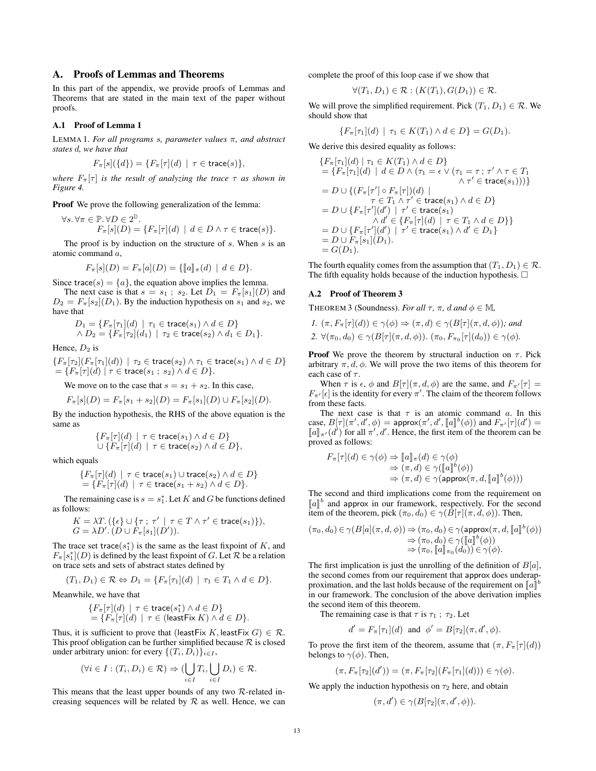## A. Proofs of Lemmas and Theorems

In this part of the appendix, we provide proofs of Lemmas and Theorems that are stated in the main text of the paper without proofs.

### A.1 Proof of Lemma 1

LEMMA 1. *For all programs $s$, parameter values $\pi$, and abstract states $d$, we have that*

$$F_\pi[s](\{d\}) = \{F_\pi[\tau](d) \mid \tau \in \mathsf{trace}(s)\},$$

*where $F_\pi[\tau]$ is the result of analyzing the trace $\tau$ as shown in Figure 4.*

**Proof** We prove the following generalization of the lemma:

$$\forall s. \forall \pi \in \mathbb{P}. \forall D \in 2^{\mathbb{D}}. \quad F_\pi[s](D) = \{F_\pi[\tau](d) \mid d \in D \wedge \tau \in \mathsf{trace}(s)\}.$$

The proof is by induction on the structure of $s$. When $s$ is an atomic command $a$,

$$F_\pi[s](D) = F_\pi[a](D) = \{[\![a]\!]_\pi(d) \mid d \in D\}.$$

Since $\mathsf{trace}(s) = \{a\}$, the equation above implies the lemma.

The next case is that $s = s_1 \,;\, s_2$. Let $D_1 = F_\pi[s_1](D)$ and $D_2 = F_\pi[s_2](D_1)$. By the induction hypothesis on $s_1$ and $s_2$, we have that

$$D_1 = \{F_\pi[\tau_1](d) \mid \tau_1 \in \mathsf{trace}(s_1) \wedge d \in D\} \wedge D_2 = \{F_\pi[\tau_2](d_1) \mid \tau_2 \in \mathsf{trace}(s_2) \wedge d_1 \in D_1\}.$$

Hence, $D_2$ is

$$\{F_\pi[\tau_2](F_\pi[\tau_1](d)) \mid \tau_2 \in \mathsf{trace}(s_2) \wedge \tau_1 \in \mathsf{trace}(s_1) \wedge d \in D\} = \{F_\pi[\tau](d) \mid \tau \in \mathsf{trace}(s_1 \,;\, s_2) \wedge d \in D\}.$$

We move on to the case that $s = s_1 + s_2$. In this case,

$$F_\pi[s](D) = F_\pi[s_1 + s_2](D) = F_\pi[s_1](D) \cup F_\pi[s_2](D).$$

By the induction hypothesis, the RHS of the above equation is the same as

$$\{F_\pi[\tau](d) \mid \tau \in \mathsf{trace}(s_1) \wedge d \in D\} \cup \{F_\pi[\tau](d) \mid \tau \in \mathsf{trace}(s_2) \wedge d \in D\},$$

which equals

$$\{F_\pi[\tau](d) \mid \tau \in \mathsf{trace}(s_1) \cup \mathsf{trace}(s_2) \wedge d \in D\} = \{F_\pi[\tau](d) \mid \tau \in \mathsf{trace}(s_1 + s_2) \wedge d \in D\}.$$

The remaining case is $s = s_1^*$. Let $K$ and $G$ be functions defined as follows:

$$K = \lambda T. (\{\epsilon\} \cup \{\tau \,;\, \tau' \mid \tau \in T \wedge \tau' \in \mathsf{trace}(s_1)\}),$$
$$G = \lambda D'. (D \cup F_\pi[s_1](D')).$$

The trace set $\mathsf{trace}(s_1^*)$ is the same as the least fixpoint of $K$, and $F_\pi[s_1^*](D)$ is defined by the least fixpoint of $G$. Let $\mathcal{R}$ be a relation on trace sets and sets of abstract states defined by

$$(T_1, D_1) \in \mathcal{R} \Leftrightarrow D_1 = \{F_\pi[\tau_1](d) \mid \tau_1 \in T_1 \wedge d \in D\}.$$

Meanwhile, we have that

$$\{F_\pi[\tau](d) \mid \tau \in \mathsf{trace}(s_1^*) \wedge d \in D\} = \{F_\pi[\tau](d) \mid \tau \in (\mathsf{leastFix}\, K) \wedge d \in D\}.$$

Thus, it is sufficient to prove that $(\mathsf{leastFix}\, K, \mathsf{leastFix}\, G) \in \mathcal{R}$. This proof obligation can be further simplified because $\mathcal{R}$ is closed under arbitrary union: for every $\{(T_i, D_i)\}_{i \in I}$,

$$(\forall i \in I : (T_i, D_i) \in \mathcal{R}) \Rightarrow (\bigcup_{i \in I} T_i, \bigcup_{i \in I} D_i) \in \mathcal{R}.$$

This means that the least upper bounds of any two $\mathcal{R}$-related increasing sequences will be related by $\mathcal{R}$ as well. Hence, we can complete the proof of this loop case if we show that

$$\forall (T_1, D_1) \in \mathcal{R} : (K(T_1), G(D_1)) \in \mathcal{R}.$$

We will prove the simplified requirement. Pick $(T_1, D_1) \in \mathcal{R}$. We should show that

$$\{F_\pi[\tau_1](d) \mid \tau_1 \in K(T_1) \wedge d \in D\} = G(D_1).$$

We derive this desired equality as follows:

$$\begin{aligned}
&\{F_\pi[\tau_1](d) \mid \tau_1 \in K(T_1) \wedge d \in D\} \\
&= \{F_\pi[\tau_1](d) \mid d \in D \wedge (\tau_1 = \epsilon \vee (\tau_1 = \tau \,;\, \tau' \wedge \tau \in T_1 \wedge \tau' \in \mathsf{trace}(s_1)))\} \\
&= D \cup \{(F_\pi[\tau'] \circ F_\pi[\tau])(d) \mid \tau \in T_1 \wedge \tau' \in \mathsf{trace}(s_1) \wedge d \in D\} \\
&= D \cup \{F_\pi[\tau'](d') \mid \tau' \in \mathsf{trace}(s_1) \wedge d' \in \{F_\pi[\tau](d) \mid \tau \in T_1 \wedge d \in D\}\} \\
&= D \cup \{F_\pi[\tau'](d') \mid \tau' \in \mathsf{trace}(s_1) \wedge d' \in D_1\} \\
&= D \cup F_\pi[s_1](D_1). \\
&= G(D_1).
\end{aligned}$$

The fourth equality comes from the assumption that $(T_1, D_1) \in \mathcal{R}$. The fifth equality holds because of the induction hypothesis. □

### A.2 Proof of Theorem 3

THEOREM 3 (Soundness). *For all $\tau$, $\pi$, $d$ and $\phi \in \mathbb{M}$,*

1. *$(\pi, F_\pi[\tau](d)) \in \gamma(\phi) \Rightarrow (\pi, d) \in \gamma(B[\tau](\pi, d, \phi))$; and*
2. *$\forall (\pi_0, d_0) \in \gamma(B[\tau](\pi, d, \phi)).\ (\pi_0, F_{\pi_0}[\tau](d_0)) \in \gamma(\phi)$.*

**Proof** We prove the theorem by structural induction on $\tau$. Pick arbitrary $\pi, d, \phi$. We will prove the two items of this theorem for each case of $\tau$.

When $\tau$ is $\epsilon$, $\phi$ and $B[\tau](\pi, d, \phi)$ are the same, and $F_{\pi'}[\tau] = F_{\pi'}[\epsilon]$ is the identity for every $\pi'$. The claim of the theorem follows from these facts.

The next case is that $\tau$ is an atomic command $a$. In this case, $B[\tau](\pi', d', \phi) = \mathsf{approx}(\pi', d', [\![a]\!]^b(\phi))$ and $F_{\pi'}[\tau](d') = [\![a]\!]_{\pi'}(d')$ for all $\pi', d'$. Hence, the first item of the theorem can be proved as follows:

$$\begin{aligned}
F_\pi[\tau](d) \in \gamma(\phi) &\Rightarrow [\![a]\!]_\pi(d) \in \gamma(\phi) \\
&\Rightarrow (\pi, d) \in \gamma([\![a]\!]^b(\phi)) \\
&\Rightarrow (\pi, d) \in \gamma(\mathsf{approx}(\pi, d, [\![a]\!]^b(\phi)))
\end{aligned}$$

The second and third implications come from the requirement on $[\![a]\!]^b$ and $\mathsf{approx}$ in our framework, respectively. For the second item of the theorem, pick $(\pi_0, d_0) \in \gamma(B[\tau](\pi, d, \phi))$. Then,

$$\begin{aligned}
(\pi_0, d_0) \in \gamma(B[a](\pi, d, \phi)) &\Rightarrow (\pi_0, d_0) \in \gamma(\mathsf{approx}(\pi, d, [\![a]\!]^b(\phi)) \\
&\Rightarrow (\pi_0, d_0) \in \gamma([\![a]\!]^b(\phi)) \\
&\Rightarrow (\pi_0, [\![a]\!]_{\pi_0}(d_0)) \in \gamma(\phi).
\end{aligned}$$

The first implication is just the unrolling of the definition of $B[a]$, the second comes from our requirement that $\mathsf{approx}$ does underapproximation, and the last holds because of the requirement on $[\![a]\!]^b$ in our framework. The conclusion of the above derivation implies the second item of this theorem.

The remaining case is that $\tau$ is $\tau_1 \,;\, \tau_2$. Let

$$d' = F_\pi[\tau_1](d) \ \text{ and } \ \phi' = B[\tau_2](\pi, d', \phi).$$

To prove the first item of the theorem, assume that $(\pi, F_\pi[\tau](d))$ belongs to $\gamma(\phi)$. Then,

$$(\pi, F_\pi[\tau_2](d')) = (\pi, F_\pi[\tau_2](F_\pi[\tau_1](d))) \in \gamma(\phi).$$

We apply the induction hypothesis on $\tau_2$ here, and obtain

$$(\pi, d') \in \gamma(B[\tau_2](\pi, d', \phi)).$$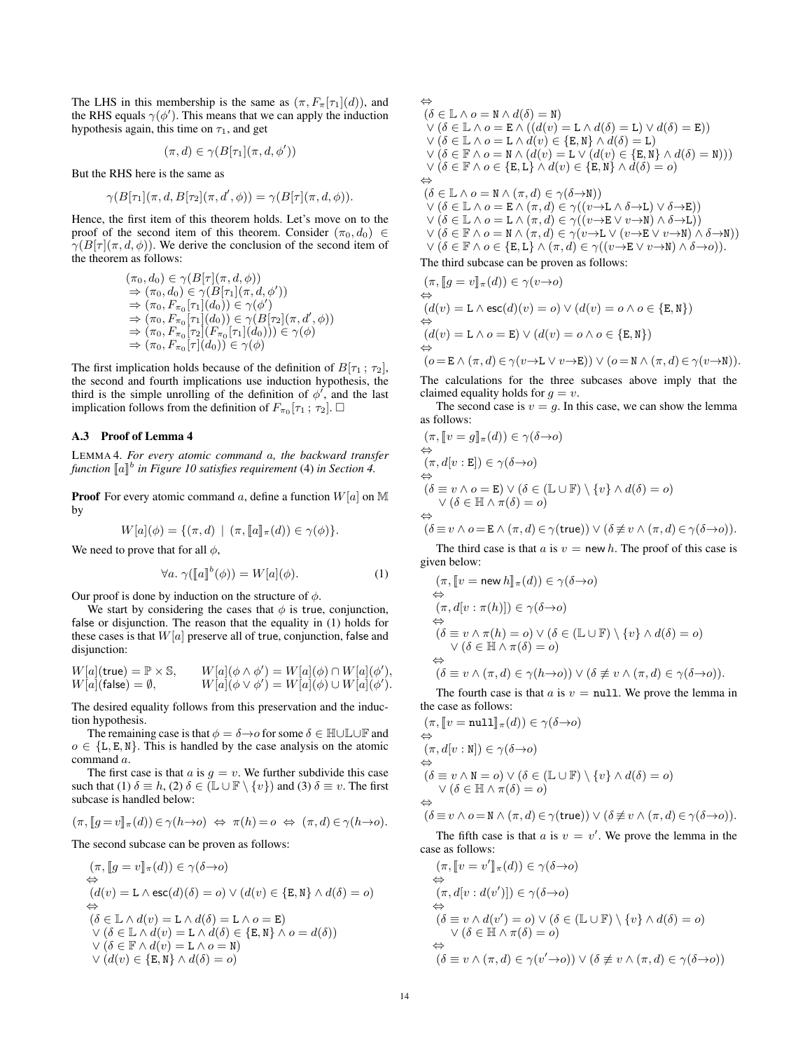The LHS in this membership is the same as $(\pi, F_\pi[\tau_1](d))$, and the RHS equals $\gamma(\phi')$. This means that we can apply the induction hypothesis again, this time on $\tau_1$, and get

$$(\pi, d) \in \gamma(B[\tau_1](\pi, d, \phi'))$$

But the RHS here is the same as

$$\gamma(B[\tau_1](\pi, d, B[\tau_2](\pi, d', \phi)) = \gamma(B[\tau](\pi, d, \phi)).$$

Hence, the first item of this theorem holds. Let's move on to the proof of the second item of this theorem. Consider $(\pi_0, d_0) \in \gamma(B[\tau](\pi, d, \phi))$. We derive the conclusion of the second item of the theorem as follows:

$$\begin{aligned}
&(\pi_0, d_0) \in \gamma(B[\tau](\pi, d, \phi)) \\
&\Rightarrow (\pi_0, d_0) \in \gamma(B[\tau_1](\pi, d, \phi')) \\
&\Rightarrow (\pi_0, F_{\pi_0}[\tau_1](d_0)) \in \gamma(\phi') \\
&\Rightarrow (\pi_0, F_{\pi_0}[\tau_1](d_0)) \in \gamma(B[\tau_2](\pi, d', \phi)) \\
&\Rightarrow (\pi_0, F_{\pi_0}[\tau_2](F_{\pi_0}[\tau_1](d_0))) \in \gamma(\phi) \\
&\Rightarrow (\pi_0, F_{\pi_0}[\tau](d_0)) \in \gamma(\phi)
\end{aligned}$$

The first implication holds because of the definition of $B[\tau_1\,;\,\tau_2]$, the second and fourth implications use induction hypothesis, the third is the simple unrolling of the definition of $\phi'$, and the last implication follows from the definition of $F_{\pi_0}[\tau_1\,;\,\tau_2]$. $\Box$

### A.3 Proof of Lemma 4

LEMMA 4. *For every atomic command $a$, the backward transfer function $[\![a]\!]^b$ in Figure 10 satisfies requirement* (4) *in Section 4.*

**Proof** For every atomic command $a$, define a function $W[a]$ on $\mathbb{M}$ by

$$W[a](\phi) = \{(\pi, d) \mid (\pi, [\![a]\!]_\pi(d)) \in \gamma(\phi)\}.$$

We need to prove that for all $\phi$,

$$\forall a.\ \gamma([\![a]\!]^b(\phi)) = W[a](\phi). \tag{1}$$

Our proof is done by induction on the structure of $\phi$.

We start by considering the cases that $\phi$ is true, conjunction, false or disjunction. The reason that the equality in (1) holds for these cases is that $W[a]$ preserve all of true, conjunction, false and disjunction:

$$\begin{aligned}
W[a](\mathsf{true}) &= \mathbb{P}\times\mathbb{S}, & W[a](\phi\wedge\phi') &= W[a](\phi)\cap W[a](\phi'),\\
W[a](\mathsf{false}) &= \emptyset, & W[a](\phi\vee\phi') &= W[a](\phi)\cup W[a](\phi').
\end{aligned}$$

The desired equality follows from this preservation and the induction hypothesis.

The remaining case is that $\phi = \delta{\to}o$ for some $\delta \in \mathbb{H}\cup\mathbb{L}\cup\mathbb{F}$ and $o \in \{\mathtt{L},\mathtt{E},\mathtt{N}\}$. This is handled by the case analysis on the atomic command $a$.

The first case is that $a$ is $g = v$. We further subdivide this case such that (1) $\delta \equiv h$, (2) $\delta \in (\mathbb{L}\cup\mathbb{F}\setminus\{v\})$ and (3) $\delta \equiv v$. The first subcase is handled below:

$$(\pi, [\![g\!=\!v]\!]_\pi(d)) \in \gamma(h{\to}o) \;\Leftrightarrow\; \pi(h) = o \;\Leftrightarrow\; (\pi, d) \in \gamma(h{\to}o).$$

The second subcase can be proven as follows:

$$\begin{aligned}
&(\pi, [\![g = v]\!]_\pi(d)) \in \gamma(\delta{\to}o)\\
&\Leftrightarrow\\
&(d(v) = \mathtt{L} \wedge \mathsf{esc}(d)(\delta) = o) \vee (d(v) \in \{\mathtt{E},\mathtt{N}\} \wedge d(\delta) = o)\\
&\Leftrightarrow\\
&(\delta \in \mathbb{L} \wedge d(v) = \mathtt{L} \wedge d(\delta) = \mathtt{L} \wedge o = \mathtt{E})\\
&\quad\vee (\delta \in \mathbb{L} \wedge d(v) = \mathtt{L} \wedge d(\delta) \in \{\mathtt{E},\mathtt{N}\} \wedge o = d(\delta))\\
&\quad\vee (\delta \in \mathbb{F} \wedge d(v) = \mathtt{L} \wedge o = \mathtt{N})\\
&\quad\vee (d(v) \in \{\mathtt{E},\mathtt{N}\} \wedge d(\delta) = o)\\
&\Leftrightarrow\\
&(\delta \in \mathbb{L} \wedge o = \mathtt{N} \wedge d(\delta) = \mathtt{N})\\
&\quad\vee (\delta \in \mathbb{L} \wedge o = \mathtt{E} \wedge ((d(v) = \mathtt{L} \wedge d(\delta) = \mathtt{L}) \vee d(\delta) = \mathtt{E}))\\
&\quad\vee (\delta \in \mathbb{L} \wedge o = \mathtt{L} \wedge d(v) \in \{\mathtt{E},\mathtt{N}\} \wedge d(\delta) = \mathtt{L})\\
&\quad\vee (\delta \in \mathbb{F} \wedge o = \mathtt{N} \wedge (d(v) = \mathtt{L} \vee (d(v) \in \{\mathtt{E},\mathtt{N}\} \wedge d(\delta) = \mathtt{N})))\\
&\quad\vee (\delta \in \mathbb{F} \wedge o \in \{\mathtt{E},\mathtt{L}\} \wedge d(v) \in \{\mathtt{E},\mathtt{N}\} \wedge d(\delta) = o)\\
&\Leftrightarrow\\
&(\delta \in \mathbb{L} \wedge o = \mathtt{N} \wedge (\pi, d) \in \gamma(\delta{\to}\mathtt{N}))\\
&\quad\vee (\delta \in \mathbb{L} \wedge o = \mathtt{E} \wedge (\pi, d) \in \gamma((v{\to}\mathtt{L} \wedge \delta{\to}\mathtt{L}) \vee \delta{\to}\mathtt{E}))\\
&\quad\vee (\delta \in \mathbb{L} \wedge o = \mathtt{L} \wedge (\pi, d) \in \gamma((v{\to}\mathtt{E} \vee v{\to}\mathtt{N}) \wedge \delta{\to}\mathtt{L}))\\
&\quad\vee (\delta \in \mathbb{F} \wedge o = \mathtt{N} \wedge (\pi, d) \in \gamma(v{\to}\mathtt{L} \vee (v{\to}\mathtt{E} \vee v{\to}\mathtt{N}) \wedge \delta{\to}\mathtt{N}))\\
&\quad\vee (\delta \in \mathbb{F} \wedge o \in \{\mathtt{E},\mathtt{L}\} \wedge (\pi, d) \in \gamma((v{\to}\mathtt{E} \vee v{\to}\mathtt{N}) \wedge \delta{\to}o)).
\end{aligned}$$

The third subcase can be proven as follows:

$$\begin{aligned}
&(\pi, [\![g = v]\!]_\pi(d)) \in \gamma(v{\to}o)\\
&\Leftrightarrow\\
&(d(v) = \mathtt{L} \wedge \mathsf{esc}(d)(v) = o) \vee (d(v) = o \wedge o \in \{\mathtt{E},\mathtt{N}\})\\
&\Leftrightarrow\\
&(d(v) = \mathtt{L} \wedge o = \mathtt{E}) \vee (d(v) = o \wedge o \in \{\mathtt{E},\mathtt{N}\})\\
&\Leftrightarrow\\
&(o\!=\!\mathtt{E} \wedge (\pi, d) \in \gamma(v{\to}\mathtt{L} \vee v{\to}\mathtt{E})) \vee (o = \mathtt{N} \wedge (\pi, d) \in \gamma(v{\to}\mathtt{N})).
\end{aligned}$$

The calculations for the three subcases above imply that the claimed equality holds for $g = v$.

The second case is $v = g$. In this case, we can show the lemma as follows:

$$\begin{aligned}
&(\pi, [\![v = g]\!]_\pi(d)) \in \gamma(\delta{\to}o)\\
&\Leftrightarrow\\
&(\pi, d[v : \mathtt{E}]) \in \gamma(\delta{\to}o)\\
&\Leftrightarrow\\
&(\delta \equiv v \wedge o = \mathtt{E}) \vee (\delta \in (\mathbb{L}\cup\mathbb{F})\setminus\{v\} \wedge d(\delta) = o)\\
&\quad\vee (\delta \in \mathbb{H} \wedge \pi(\delta) = o)\\
&\Leftrightarrow\\
&(\delta\!\equiv\! v \wedge o\!=\!\mathtt{E} \wedge (\pi, d) \in \gamma(\mathsf{true})) \vee (\delta\!\not\equiv\! v \wedge (\pi, d) \in \gamma(\delta{\to}o)).
\end{aligned}$$

The third case is that $a$ is $v = \mathsf{new}\,h$. The proof of this case is given below:

$$\begin{aligned}
&(\pi, [\![v = \mathsf{new}\,h]\!]_\pi(d)) \in \gamma(\delta{\to}o)\\
&\Leftrightarrow\\
&(\pi, d[v : \pi(h)]) \in \gamma(\delta{\to}o)\\
&\Leftrightarrow\\
&(\delta \equiv v \wedge \pi(h) = o) \vee (\delta \in (\mathbb{L}\cup\mathbb{F})\setminus\{v\} \wedge d(\delta) = o)\\
&\quad\vee (\delta \in \mathbb{H} \wedge \pi(\delta) = o)\\
&\Leftrightarrow\\
&(\delta \equiv v \wedge (\pi, d) \in \gamma(h{\to}o)) \vee (\delta \not\equiv v \wedge (\pi, d) \in \gamma(\delta{\to}o)).
\end{aligned}$$

The fourth case is that $a$ is $v = \mathtt{null}$. We prove the lemma in the case as follows:

$$\begin{aligned}
&(\pi, [\![v = \mathtt{null}]\!]_\pi(d)) \in \gamma(\delta{\to}o)\\
&\Leftrightarrow\\
&(\pi, d[v : \mathtt{N}]) \in \gamma(\delta{\to}o)\\
&\Leftrightarrow\\
&(\delta \equiv v \wedge \mathtt{N} = o) \vee (\delta \in (\mathbb{L}\cup\mathbb{F})\setminus\{v\} \wedge d(\delta) = o)\\
&\quad\vee (\delta \in \mathbb{H} \wedge \pi(\delta) = o)\\
&\Leftrightarrow\\
&(\delta\!\equiv\! v \wedge o\!=\!\mathtt{N} \wedge (\pi, d) \in \gamma(\mathsf{true})) \vee (\delta\!\not\equiv\! v \wedge (\pi, d) \in \gamma(\delta{\to}o)).
\end{aligned}$$

The fifth case is that $a$ is $v = v'$. We prove the lemma in the case as follows:

$$\begin{aligned}
&(\pi, [\![v = v']\!]_\pi(d)) \in \gamma(\delta{\to}o)\\
&\Leftrightarrow\\
&(\pi, d[v : d(v')]) \in \gamma(\delta{\to}o)\\
&\Leftrightarrow\\
&(\delta \equiv v \wedge d(v') = o) \vee (\delta \in (\mathbb{L}\cup\mathbb{F})\setminus\{v\} \wedge d(\delta) = o)\\
&\quad\vee (\delta \in \mathbb{H} \wedge \pi(\delta) = o)\\
&\Leftrightarrow\\
&(\delta \equiv v \wedge (\pi, d) \in \gamma(v'{\to}o)) \vee (\delta \not\equiv v \wedge (\pi, d) \in \gamma(\delta{\to}o))
\end{aligned}$$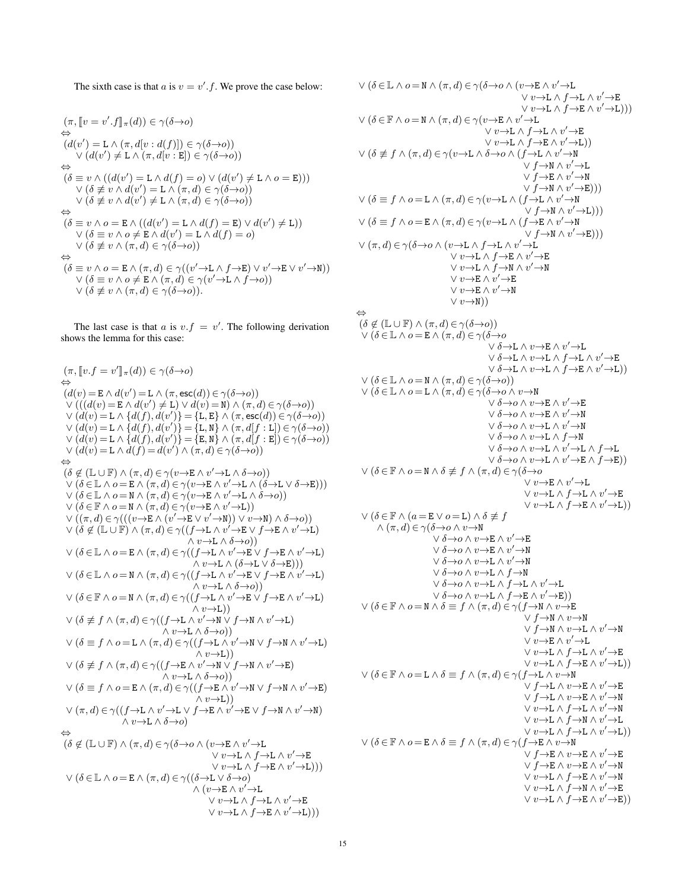The sixth case is that $a$ is $v = v'.f$. We prove the case below:

$$
\begin{array}{l}
(\pi, [\![v = v'.f]\!]_\pi(d)) \in \gamma(\delta{\to}o) \\
\Leftrightarrow \\
(d(v') = \texttt{L} \wedge (\pi, d[v : d(f)]) \in \gamma(\delta{\to}o)) \\
\quad \vee (d(v') \neq \texttt{L} \wedge (\pi, d[v : \texttt{E}]) \in \gamma(\delta{\to}o)) \\
\Leftrightarrow \\
(\delta \equiv v \wedge ((d(v') = \texttt{L} \wedge d(f) = o) \vee (d(v') \neq \texttt{L} \wedge o = \texttt{E}))) \\
\quad \vee (\delta \not\equiv v \wedge d(v') = \texttt{L} \wedge (\pi, d) \in \gamma(\delta{\to}o)) \\
\quad \vee (\delta \not\equiv v \wedge d(v') \neq \texttt{L} \wedge (\pi, d) \in \gamma(\delta{\to}o)) \\
\Leftrightarrow \\
(\delta \equiv v \wedge o = \texttt{E} \wedge ((d(v') = \texttt{L} \wedge d(f) = \texttt{E}) \vee d(v') \neq \texttt{L})) \\
\quad \vee (\delta \equiv v \wedge o \neq \texttt{E} \wedge d(v') = \texttt{L} \wedge d(f) = o) \\
\quad \vee (\delta \not\equiv v \wedge (\pi, d) \in \gamma(\delta{\to}o)) \\
\Leftrightarrow \\
(\delta \equiv v \wedge o = \texttt{E} \wedge (\pi, d) \in \gamma((v'{\to}\texttt{L} \wedge f{\to}\texttt{E}) \vee v'{\to}\texttt{E} \vee v'{\to}\texttt{N})) \\
\quad \vee (\delta \equiv v \wedge o \neq \texttt{E} \wedge (\pi, d) \in \gamma(v'{\to}\texttt{L} \wedge f{\to}o)) \\
\quad \vee (\delta \not\equiv v \wedge (\pi, d) \in \gamma(\delta{\to}o)).
\end{array}
$$

The last case is that $a$ is $v.f = v'$. The following derivation shows the lemma for this case:

$$
\begin{array}{l}
(\pi, [\![v.f = v']\!]_\pi(d)) \in \gamma(\delta{\to}o) \\
\Leftrightarrow \\
(d(v) = \texttt{E} \wedge d(v') = \texttt{L} \wedge (\pi, \mathsf{esc}(d)) \in \gamma(\delta{\to}o)) \\
\vee (((d(v) = \texttt{E} \wedge d(v') \neq \texttt{L}) \vee d(v) = \texttt{N}) \wedge (\pi, d) \in \gamma(\delta{\to}o)) \\
\vee (d(v) = \texttt{L} \wedge \{d(f), d(v')\} = \{\texttt{L}, \texttt{E}\} \wedge (\pi, \mathsf{esc}(d)) \in \gamma(\delta{\to}o)) \\
\vee (d(v) = \texttt{L} \wedge \{d(f), d(v')\} = \{\texttt{L}, \texttt{N}\} \wedge (\pi, d[f : \texttt{L}]) \in \gamma(\delta{\to}o)) \\
\vee (d(v) = \texttt{L} \wedge \{d(f), d(v')\} = \{\texttt{E}, \texttt{N}\} \wedge (\pi, d[f : \texttt{E}]) \in \gamma(\delta{\to}o)) \\
\vee (d(v) = \texttt{L} \wedge d(f) = d(v') \wedge (\pi, d) \in \gamma(\delta{\to}o)) \\
\Leftrightarrow \\
(\delta \notin (\mathbb{L} \cup \mathbb{F}) \wedge (\pi, d) \in \gamma(v{\to}\texttt{E} \wedge v'{\to}\texttt{L} \wedge \delta{\to}o)) \\
\vee (\delta \in \mathbb{L} \wedge o = \texttt{E} \wedge (\pi, d) \in \gamma(v{\to}\texttt{E} \wedge v'{\to}\texttt{L} \wedge (\delta{\to}\texttt{L} \vee \delta{\to}\texttt{E}))) \\
\vee (\delta \in \mathbb{L} \wedge o = \texttt{N} \wedge (\pi, d) \in \gamma(v{\to}\texttt{E} \wedge v'{\to}\texttt{L} \wedge \delta{\to}o)) \\
\vee (\delta \in \mathbb{F} \wedge o = \texttt{N} \wedge (\pi, d) \in \gamma(v{\to}\texttt{E} \wedge v'{\to}\texttt{L})) \\
\vee ((\pi, d) \in \gamma(((v{\to}\texttt{E} \wedge (v'{\to}\texttt{E} \vee v'{\to}\texttt{N})) \vee v{\to}\texttt{N}) \wedge \delta{\to}o)) \\
\vee (\delta \notin (\mathbb{L} \cup \mathbb{F}) \wedge (\pi, d) \in \gamma((f{\to}\texttt{L} \wedge v'{\to}\texttt{E} \vee f{\to}\texttt{E} \wedge v'{\to}\texttt{L}) \\
\qquad\qquad \wedge\, v{\to}\texttt{L} \wedge \delta{\to}o)) \\
\vee (\delta \in \mathbb{L} \wedge o = \texttt{E} \wedge (\pi, d) \in \gamma((f{\to}\texttt{L} \wedge v'{\to}\texttt{E} \vee f{\to}\texttt{E} \wedge v'{\to}\texttt{L}) \\
\qquad\qquad \wedge\, v{\to}\texttt{L} \wedge (\delta{\to}\texttt{L} \vee \delta{\to}\texttt{E}))) \\
\vee (\delta \in \mathbb{L} \wedge o = \texttt{N} \wedge (\pi, d) \in \gamma((f{\to}\texttt{L} \wedge v'{\to}\texttt{E} \vee f{\to}\texttt{E} \wedge v'{\to}\texttt{L}) \\
\qquad\qquad \wedge\, v{\to}\texttt{L} \wedge \delta{\to}o)) \\
\vee (\delta \in \mathbb{F} \wedge o = \texttt{N} \wedge (\pi, d) \in \gamma((f{\to}\texttt{L} \wedge v'{\to}\texttt{E} \vee f{\to}\texttt{E} \wedge v'{\to}\texttt{L}) \\
\qquad\qquad \wedge\, v{\to}\texttt{L})) \\
\vee (\delta \not\equiv f \wedge (\pi, d) \in \gamma((f{\to}\texttt{L} \wedge v'{\to}\texttt{N} \vee f{\to}\texttt{N} \wedge v'{\to}\texttt{L}) \\
\qquad\qquad \wedge\, v{\to}\texttt{L} \wedge \delta{\to}o)) \\
\vee (\delta \equiv f \wedge o = \texttt{L} \wedge (\pi, d) \in \gamma((f{\to}\texttt{L} \wedge v'{\to}\texttt{N} \vee f{\to}\texttt{N} \wedge v'{\to}\texttt{L}) \\
\qquad\qquad \wedge\, v{\to}\texttt{L})) \\
\vee (\delta \not\equiv f \wedge (\pi, d) \in \gamma((f{\to}\texttt{E} \wedge v'{\to}\texttt{N} \vee f{\to}\texttt{N} \wedge v'{\to}\texttt{E}) \\
\qquad\qquad \wedge\, v{\to}\texttt{L} \wedge \delta{\to}o)) \\
\vee (\delta \equiv f \wedge o = \texttt{E} \wedge (\pi, d) \in \gamma((f{\to}\texttt{E} \wedge v'{\to}\texttt{N} \vee f{\to}\texttt{N} \wedge v'{\to}\texttt{E}) \\
\qquad\qquad \wedge\, v{\to}\texttt{L})) \\
\vee (\pi, d) \in \gamma((f{\to}\texttt{L} \wedge v'{\to}\texttt{L} \vee f{\to}\texttt{E} \wedge v'{\to}\texttt{E} \vee f{\to}\texttt{N} \wedge v'{\to}\texttt{N}) \\
\qquad\qquad \wedge\, v{\to}\texttt{L} \wedge \delta{\to}o) \\
\Leftrightarrow \\
(\delta \notin (\mathbb{L} \cup \mathbb{F}) \wedge (\pi, d) \in \gamma(\delta{\to}o \wedge (v{\to}\texttt{E} \wedge v'{\to}\texttt{L} \\
\qquad\qquad \vee\, v{\to}\texttt{L} \wedge f{\to}\texttt{L} \wedge v'{\to}\texttt{E} \\
\qquad\qquad \vee\, v{\to}\texttt{L} \wedge f{\to}\texttt{E} \wedge v'{\to}\texttt{L}))) \\
\vee (\delta \in \mathbb{L} \wedge o = \texttt{E} \wedge (\pi, d) \in \gamma((\delta{\to}\texttt{L} \vee \delta{\to}o) \\
\qquad\qquad \wedge\, (v{\to}\texttt{E} \wedge v'{\to}\texttt{L} \\
\qquad\qquad \vee\, v{\to}\texttt{L} \wedge f{\to}\texttt{L} \wedge v'{\to}\texttt{E} \\
\qquad\qquad \vee\, v{\to}\texttt{L} \wedge f{\to}\texttt{E} \wedge v'{\to}\texttt{L}))) \\
\vee (\delta \in \mathbb{L} \wedge o = \texttt{N} \wedge (\pi, d) \in \gamma(\delta{\to}o \wedge (v{\to}\texttt{E} \wedge v'{\to}\texttt{L} \\
\qquad\qquad \vee\, v{\to}\texttt{L} \wedge f{\to}\texttt{L} \wedge v'{\to}\texttt{E} \\
\qquad\qquad \vee\, v{\to}\texttt{L} \wedge f{\to}\texttt{E} \wedge v'{\to}\texttt{L}))) \\
\vee (\delta \in \mathbb{F} \wedge o = \texttt{N} \wedge (\pi, d) \in \gamma(v{\to}\texttt{E} \wedge v'{\to}\texttt{L} \\
\qquad\qquad \vee\, v{\to}\texttt{L} \wedge f{\to}\texttt{L} \wedge v'{\to}\texttt{E} \\
\qquad\qquad \vee\, v{\to}\texttt{L} \wedge f{\to}\texttt{E} \wedge v'{\to}\texttt{L})) \\
\vee (\delta \not\equiv f \wedge (\pi, d) \in \gamma(v{\to}\texttt{L} \wedge \delta{\to}o \wedge (f{\to}\texttt{L} \wedge v'{\to}\texttt{N} \\
\qquad\qquad \vee\, f{\to}\texttt{N} \wedge v'{\to}\texttt{L} \\
\qquad\qquad \vee\, f{\to}\texttt{E} \wedge v'{\to}\texttt{N} \\
\qquad\qquad \vee\, f{\to}\texttt{N} \wedge v'{\to}\texttt{E}))) \\
\vee (\delta \equiv f \wedge o = \texttt{L} \wedge (\pi, d) \in \gamma(v{\to}\texttt{L} \wedge (f{\to}\texttt{L} \wedge v'{\to}\texttt{N} \\
\qquad\qquad \vee\, f{\to}\texttt{N} \wedge v'{\to}\texttt{L}))) \\
\vee (\delta \equiv f \wedge o = \texttt{E} \wedge (\pi, d) \in \gamma(v{\to}\texttt{L} \wedge (f{\to}\texttt{E} \wedge v'{\to}\texttt{N} \\
\qquad\qquad \vee\, f{\to}\texttt{N} \wedge v'{\to}\texttt{E}))) \\
\vee (\pi, d) \in \gamma(\delta{\to}o \wedge (v{\to}\texttt{L} \wedge f{\to}\texttt{L} \wedge v'{\to}\texttt{L} \\
\qquad\qquad \vee\, v{\to}\texttt{L} \wedge f{\to}\texttt{E} \wedge v'{\to}\texttt{E} \\
\qquad\qquad \vee\, v{\to}\texttt{L} \wedge f{\to}\texttt{N} \wedge v'{\to}\texttt{N} \\
\qquad\qquad \vee\, v{\to}\texttt{E} \wedge v'{\to}\texttt{E} \\
\qquad\qquad \vee\, v{\to}\texttt{E} \wedge v'{\to}\texttt{N} \\
\qquad\qquad \vee\, v{\to}\texttt{N})) \\
\Leftrightarrow \\
(\delta \notin (\mathbb{L} \cup \mathbb{F}) \wedge (\pi, d) \in \gamma(\delta{\to}o)) \\
\vee (\delta \in \mathbb{L} \wedge o = \texttt{E} \wedge (\pi, d) \in \gamma(\delta{\to}o \\
\qquad\qquad \vee\, \delta{\to}\texttt{L} \wedge v{\to}\texttt{E} \wedge v'{\to}\texttt{L} \\
\qquad\qquad \vee\, \delta{\to}\texttt{L} \wedge v{\to}\texttt{L} \wedge f{\to}\texttt{L} \wedge v'{\to}\texttt{E} \\
\qquad\qquad \vee\, \delta{\to}\texttt{L} \wedge v{\to}\texttt{L} \wedge f{\to}\texttt{E} \wedge v'{\to}\texttt{L})) \\
\vee (\delta \in \mathbb{L} \wedge o = \texttt{N} \wedge (\pi, d) \in \gamma(\delta{\to}o)) \\
\vee (\delta \in \mathbb{L} \wedge o = \texttt{L} \wedge (\pi, d) \in \gamma(\delta{\to}o \wedge v{\to}\texttt{N} \\
\qquad\qquad \vee\, \delta{\to}o \wedge v{\to}\texttt{E} \wedge v'{\to}\texttt{E} \\
\qquad\qquad \vee\, \delta{\to}o \wedge v{\to}\texttt{E} \wedge v'{\to}\texttt{N} \\
\qquad\qquad \vee\, \delta{\to}o \wedge v{\to}\texttt{L} \wedge v'{\to}\texttt{N} \\
\qquad\qquad \vee\, \delta{\to}o \wedge v{\to}\texttt{L} \wedge f{\to}\texttt{N} \\
\qquad\qquad \vee\, \delta{\to}o \wedge v{\to}\texttt{L} \wedge v'{\to}\texttt{L} \wedge f{\to}\texttt{L} \\
\qquad\qquad \vee\, \delta{\to}o \wedge v{\to}\texttt{L} \wedge v'{\to}\texttt{E} \wedge f{\to}\texttt{E})) \\
\vee (\delta \in \mathbb{F} \wedge o = \texttt{N} \wedge \delta \not\equiv f \wedge (\pi, d) \in \gamma(\delta{\to}o \\
\qquad\qquad \vee\, v{\to}\texttt{E} \wedge v'{\to}\texttt{L} \\
\qquad\qquad \vee\, v{\to}\texttt{L} \wedge f{\to}\texttt{L} \wedge v'{\to}\texttt{E} \\
\qquad\qquad \vee\, v{\to}\texttt{L} \wedge f{\to}\texttt{E} \wedge v'{\to}\texttt{L})) \\
\vee (\delta \in \mathbb{F} \wedge (a = \texttt{E} \vee o = \texttt{L}) \wedge \delta \not\equiv f \\
\quad \wedge\, (\pi, d) \in \gamma(\delta{\to}o \wedge v{\to}\texttt{N} \\
\qquad\qquad \vee\, \delta{\to}o \wedge v{\to}\texttt{E} \wedge v'{\to}\texttt{E} \\
\qquad\qquad \vee\, \delta{\to}o \wedge v{\to}\texttt{E} \wedge v'{\to}\texttt{N} \\
\qquad\qquad \vee\, \delta{\to}o \wedge v{\to}\texttt{L} \wedge v'{\to}\texttt{N} \\
\qquad\qquad \vee\, \delta{\to}o \wedge v{\to}\texttt{L} \wedge f{\to}\texttt{N} \\
\qquad\qquad \vee\, \delta{\to}o \wedge v{\to}\texttt{L} \wedge f{\to}\texttt{L} \wedge v'{\to}\texttt{L} \\
\qquad\qquad \vee\, \delta{\to}o \wedge v{\to}\texttt{L} \wedge f{\to}\texttt{E} \wedge v'{\to}\texttt{E})) \\
\vee (\delta \in \mathbb{F} \wedge o = \texttt{N} \wedge \delta \equiv f \wedge (\pi, d) \in \gamma(f{\to}\texttt{N} \wedge v{\to}\texttt{E} \\
\qquad\qquad \vee\, f{\to}\texttt{N} \wedge v{\to}\texttt{N} \\
\qquad\qquad \vee\, f{\to}\texttt{N} \wedge v{\to}\texttt{L} \wedge v'{\to}\texttt{N} \\
\qquad\qquad \vee\, v{\to}\texttt{E} \wedge v'{\to}\texttt{L} \\
\qquad\qquad \vee\, v{\to}\texttt{L} \wedge f{\to}\texttt{L} \wedge v'{\to}\texttt{E} \\
\qquad\qquad \vee\, v{\to}\texttt{L} \wedge f{\to}\texttt{E} \wedge v'{\to}\texttt{L})) \\
\vee (\delta \in \mathbb{F} \wedge o = \texttt{L} \wedge \delta \equiv f \wedge (\pi, d) \in \gamma(f{\to}\texttt{L} \wedge v{\to}\texttt{N} \\
\qquad\qquad \vee\, f{\to}\texttt{L} \wedge v{\to}\texttt{E} \wedge v'{\to}\texttt{E} \\
\qquad\qquad \vee\, f{\to}\texttt{L} \wedge v{\to}\texttt{E} \wedge v'{\to}\texttt{N} \\
\qquad\qquad \vee\, v{\to}\texttt{L} \wedge f{\to}\texttt{L} \wedge v'{\to}\texttt{N} \\
\qquad\qquad \vee\, v{\to}\texttt{L} \wedge f{\to}\texttt{N} \wedge v'{\to}\texttt{L} \\
\qquad\qquad \vee\, v{\to}\texttt{L} \wedge f{\to}\texttt{L} \wedge v'{\to}\texttt{L})) \\
\vee (\delta \in \mathbb{F} \wedge o = \texttt{E} \wedge \delta \equiv f \wedge (\pi, d) \in \gamma(f{\to}\texttt{E} \wedge v{\to}\texttt{N} \\
\qquad\qquad \vee\, f{\to}\texttt{E} \wedge v{\to}\texttt{E} \wedge v'{\to}\texttt{E} \\
\qquad\qquad \vee\, f{\to}\texttt{E} \wedge v{\to}\texttt{E} \wedge v'{\to}\texttt{N} \\
\qquad\qquad \vee\, v{\to}\texttt{L} \wedge f{\to}\texttt{E} \wedge v'{\to}\texttt{N} \\
\qquad\qquad \vee\, v{\to}\texttt{L} \wedge f{\to}\texttt{N} \wedge v'{\to}\texttt{E} \\
\qquad\qquad \vee\, v{\to}\texttt{L} \wedge f{\to}\texttt{E} \wedge v'{\to}\texttt{E}))
\end{array}
$$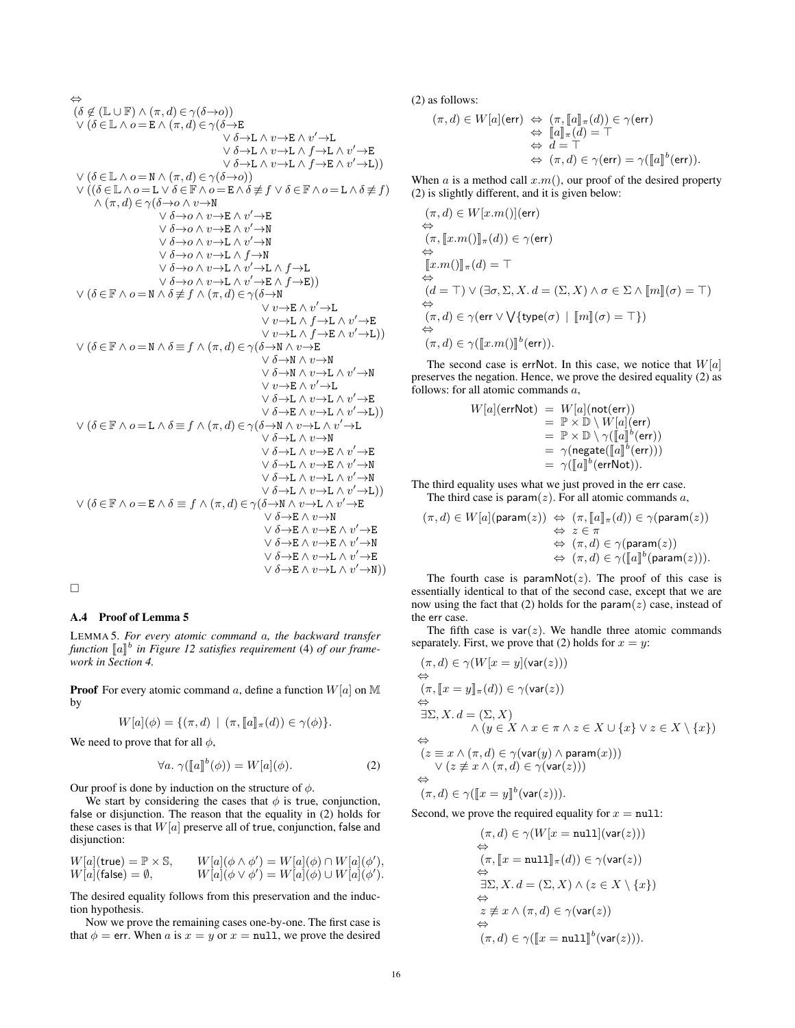$$
\begin{array}{l}
\Leftrightarrow \\
(\delta \notin (\mathbb{L} \cup \mathbb{F}) \wedge (\pi, d) \in \gamma(\delta \to o)) \\
\vee\ (\delta \in \mathbb{L} \wedge o = \mathtt{E} \wedge (\pi, d) \in \gamma(\delta \to \mathtt{E} \\
\qquad\qquad \vee\ \delta \to \mathtt{L} \wedge v \to \mathtt{E} \wedge v' \to \mathtt{L} \\
\qquad\qquad \vee\ \delta \to \mathtt{L} \wedge v \to \mathtt{L} \wedge f \to \mathtt{L} \wedge v' \to \mathtt{E} \\
\qquad\qquad \vee\ \delta \to \mathtt{L} \wedge v \to \mathtt{L} \wedge f \to \mathtt{E} \wedge v' \to \mathtt{L})) \\
\vee\ (\delta \in \mathbb{L} \wedge o = \mathtt{N} \wedge (\pi, d) \in \gamma(\delta \to o)) \\
\vee\ ((\delta \in \mathbb{L} \wedge o = \mathtt{L} \vee \delta \in \mathbb{F} \wedge o = \mathtt{E} \wedge \delta \not\equiv f \vee \delta \in \mathbb{F} \wedge o = \mathtt{L} \wedge \delta \not\equiv f) \\
\quad \wedge (\pi, d) \in \gamma(\delta \to o \wedge v \to \mathtt{N} \\
\qquad\qquad \vee\ \delta \to o \wedge v \to \mathtt{E} \wedge v' \to \mathtt{E} \\
\qquad\qquad \vee\ \delta \to o \wedge v \to \mathtt{E} \wedge v' \to \mathtt{N} \\
\qquad\qquad \vee\ \delta \to o \wedge v \to \mathtt{L} \wedge v' \to \mathtt{N} \\
\qquad\qquad \vee\ \delta \to o \wedge v \to \mathtt{L} \wedge f \to \mathtt{N} \\
\qquad\qquad \vee\ \delta \to o \wedge v \to \mathtt{L} \wedge v' \to \mathtt{L} \wedge f \to \mathtt{L} \\
\qquad\qquad \vee\ \delta \to o \wedge v \to \mathtt{L} \wedge v' \to \mathtt{E} \wedge f \to \mathtt{E})) \\
\vee\ (\delta \in \mathbb{F} \wedge o = \mathtt{N} \wedge \delta \not\equiv f \wedge (\pi, d) \in \gamma(\delta \to \mathtt{N} \\
\qquad\qquad \vee\ v \to \mathtt{E} \wedge v' \to \mathtt{L} \\
\qquad\qquad \vee\ v \to \mathtt{L} \wedge f \to \mathtt{L} \wedge v' \to \mathtt{E} \\
\qquad\qquad \vee\ v \to \mathtt{L} \wedge f \to \mathtt{E} \wedge v' \to \mathtt{L})) \\
\vee\ (\delta \in \mathbb{F} \wedge o = \mathtt{N} \wedge \delta \equiv f \wedge (\pi, d) \in \gamma(\delta \to \mathtt{N} \wedge v \to \mathtt{E} \\
\qquad\qquad \vee\ \delta \to \mathtt{N} \wedge v \to \mathtt{N} \\
\qquad\qquad \vee\ \delta \to \mathtt{N} \wedge v \to \mathtt{L} \wedge v' \to \mathtt{N} \\
\qquad\qquad \vee\ v \to \mathtt{E} \wedge v' \to \mathtt{L} \\
\qquad\qquad \vee\ \delta \to \mathtt{L} \wedge v \to \mathtt{L} \wedge v' \to \mathtt{E} \\
\qquad\qquad \vee\ \delta \to \mathtt{E} \wedge v \to \mathtt{L} \wedge v' \to \mathtt{L})) \\
\vee\ (\delta \in \mathbb{F} \wedge o = \mathtt{L} \wedge \delta \equiv f \wedge (\pi, d) \in \gamma(\delta \to \mathtt{N} \wedge v \to \mathtt{L} \wedge v' \to \mathtt{L} \\
\qquad\qquad \vee\ \delta \to \mathtt{L} \wedge v \to \mathtt{N} \\
\qquad\qquad \vee\ \delta \to \mathtt{L} \wedge v \to \mathtt{E} \wedge v' \to \mathtt{E} \\
\qquad\qquad \vee\ \delta \to \mathtt{L} \wedge v \to \mathtt{E} \wedge v' \to \mathtt{N} \\
\qquad\qquad \vee\ \delta \to \mathtt{L} \wedge v \to \mathtt{L} \wedge v' \to \mathtt{N} \\
\qquad\qquad \vee\ \delta \to \mathtt{L} \wedge v \to \mathtt{L} \wedge v' \to \mathtt{L})) \\
\vee\ (\delta \in \mathbb{F} \wedge o = \mathtt{E} \wedge \delta \equiv f \wedge (\pi, d) \in \gamma(\delta \to \mathtt{N} \wedge v \to \mathtt{L} \wedge v' \to \mathtt{E} \\
\qquad\qquad \vee\ \delta \to \mathtt{E} \wedge v \to \mathtt{N} \\
\qquad\qquad \vee\ \delta \to \mathtt{E} \wedge v \to \mathtt{E} \wedge v' \to \mathtt{E} \\
\qquad\qquad \vee\ \delta \to \mathtt{E} \wedge v \to \mathtt{E} \wedge v' \to \mathtt{N} \\
\qquad\qquad \vee\ \delta \to \mathtt{E} \wedge v \to \mathtt{L} \wedge v' \to \mathtt{E} \\
\qquad\qquad \vee\ \delta \to \mathtt{E} \wedge v \to \mathtt{L} \wedge v' \to \mathtt{N}))
\end{array}
$$

□

### A.4 Proof of Lemma 5

LEMMA 5. *For every atomic command $a$, the backward transfer function $[\![a]\!]^b$ in Figure 12 satisfies requirement (4) of our framework in Section 4.*

**Proof** For every atomic command $a$, define a function $W[a]$ on $\mathbb{M}$ by

$$W[a](\phi) = \{(\pi, d) \mid (\pi, [\![a]\!]_\pi(d)) \in \gamma(\phi)\}.$$

We need to prove that for all $\phi$,

$$\forall a.\ \gamma([\![a]\!]^b(\phi)) = W[a](\phi). \tag{2}$$

Our proof is done by induction on the structure of $\phi$.

We start by considering the cases that $\phi$ is true, conjunction, false or disjunction. The reason that the equality in (2) holds for these cases is that $W[a]$ preserve all of true, conjunction, false and disjunction:

$$
\begin{array}{ll}
W[a](\mathsf{true}) = \mathbb{P} \times \mathbb{S}, & W[a](\phi \wedge \phi') = W[a](\phi) \cap W[a](\phi'), \\
W[a](\mathsf{false}) = \emptyset, & W[a](\phi \vee \phi') = W[a](\phi) \cup W[a](\phi').
\end{array}
$$

The desired equality follows from this preservation and the induction hypothesis.

Now we prove the remaining cases one-by-one. The first case is that $\phi = \mathsf{err}$. When $a$ is $x = y$ or $x = \mathtt{null}$, we prove the desired (2) as follows:

$$
\begin{array}{rcl}
(\pi, d) \in W[a](\mathsf{err}) & \Leftrightarrow & (\pi, [\![a]\!]_\pi(d)) \in \gamma(\mathsf{err}) \\
& \Leftrightarrow & [\![a]\!]_\pi(d) = \top \\
& \Leftrightarrow & d = \top \\
& \Leftrightarrow & (\pi, d) \in \gamma(\mathsf{err}) = \gamma([\![a]\!]^b(\mathsf{err})).
\end{array}
$$

When $a$ is a method call $x.m()$, our proof of the desired property (2) is slightly different, and it is given below:

$$
\begin{array}{l}
(\pi, d) \in W[x.m()](\mathsf{err}) \\
\Leftrightarrow \\
(\pi, [\![x.m()]\!]_\pi(d)) \in \gamma(\mathsf{err}) \\
\Leftrightarrow \\
[\![x.m()]\!]_\pi(d) = \top \\
\Leftrightarrow \\
(d = \top) \vee (\exists \sigma, \Sigma, X.\ d = (\Sigma, X) \wedge \sigma \in \Sigma \wedge [\![m]\!](\sigma) = \top) \\
\Leftrightarrow \\
(\pi, d) \in \gamma(\mathsf{err} \vee \bigvee \{\mathsf{type}(\sigma) \mid [\![m]\!](\sigma) = \top\}) \\
\Leftrightarrow \\
(\pi, d) \in \gamma([\![x.m()]\!]^b(\mathsf{err})).
\end{array}
$$

The second case is errNot. In this case, we notice that $W[a]$ preserves the negation. Hence, we prove the desired equality (2) as follows: for all atomic commands $a$,

$$
\begin{array}{rcl}
W[a](\mathsf{errNot}) & = & W[a](\mathsf{not}(\mathsf{err})) \\
& = & \mathbb{P} \times \mathbb{D} \setminus W[a](\mathsf{err}) \\
& = & \mathbb{P} \times \mathbb{D} \setminus \gamma([\![a]\!]^b(\mathsf{err})) \\
& = & \gamma(\mathsf{negate}([\![a]\!]^b(\mathsf{err}))) \\
& = & \gamma([\![a]\!]^b(\mathsf{errNot})).
\end{array}
$$

The third equality uses what we just proved in the err case.

The third case is $\mathsf{param}(z)$. For all atomic commands $a$,

$$
\begin{array}{rcl}
(\pi, d) \in W[a](\mathsf{param}(z)) & \Leftrightarrow & (\pi, [\![a]\!]_\pi(d)) \in \gamma(\mathsf{param}(z)) \\
& \Leftrightarrow & z \in \pi \\
& \Leftrightarrow & (\pi, d) \in \gamma(\mathsf{param}(z)) \\
& \Leftrightarrow & (\pi, d) \in \gamma([\![a]\!]^b(\mathsf{param}(z))).
\end{array}
$$

The fourth case is $\mathsf{paramNot}(z)$. The proof of this case is essentially identical to that of the second case, except that we are now using the fact that (2) holds for the $\mathsf{param}(z)$ case, instead of the err case.

The fifth case is $\mathsf{var}(z)$. We handle three atomic commands separately. First, we prove that (2) holds for $x = y$:

$$
\begin{array}{l}
(\pi, d) \in \gamma(W[x = y](\mathsf{var}(z))) \\
\Leftrightarrow \\
(\pi, [\![x = y]\!]_\pi(d)) \in \gamma(\mathsf{var}(z)) \\
\Leftrightarrow \\
\exists \Sigma, X.\ d = (\Sigma, X) \\
\qquad \wedge (y \in X \wedge x \in \pi \wedge z \in X \cup \{x\} \vee z \in X \setminus \{x\}) \\
\Leftrightarrow \\
(z \equiv x \wedge (\pi, d) \in \gamma(\mathsf{var}(y) \wedge \mathsf{param}(x))) \\
\quad \vee (z \not\equiv x \wedge (\pi, d) \in \gamma(\mathsf{var}(z))) \\
\Leftrightarrow \\
(\pi, d) \in \gamma([\![x = y]\!]^b(\mathsf{var}(z))).
\end{array}
$$

Second, we prove the required equality for $x = \mathtt{null}$:

$$
\begin{array}{l}
(\pi, d) \in \gamma(W[x = \mathtt{null}](\mathsf{var}(z))) \\
\Leftrightarrow \\
(\pi, [\![x = \mathtt{null}]\!]_\pi(d)) \in \gamma(\mathsf{var}(z)) \\
\Leftrightarrow \\
\exists \Sigma, X.\ d = (\Sigma, X) \wedge (z \in X \setminus \{x\}) \\
\Leftrightarrow \\
z \not\equiv x \wedge (\pi, d) \in \gamma(\mathsf{var}(z)) \\
\Leftrightarrow \\
(\pi, d) \in \gamma([\![x = \mathtt{null}]\!]^b(\mathsf{var}(z))).
\end{array}
$$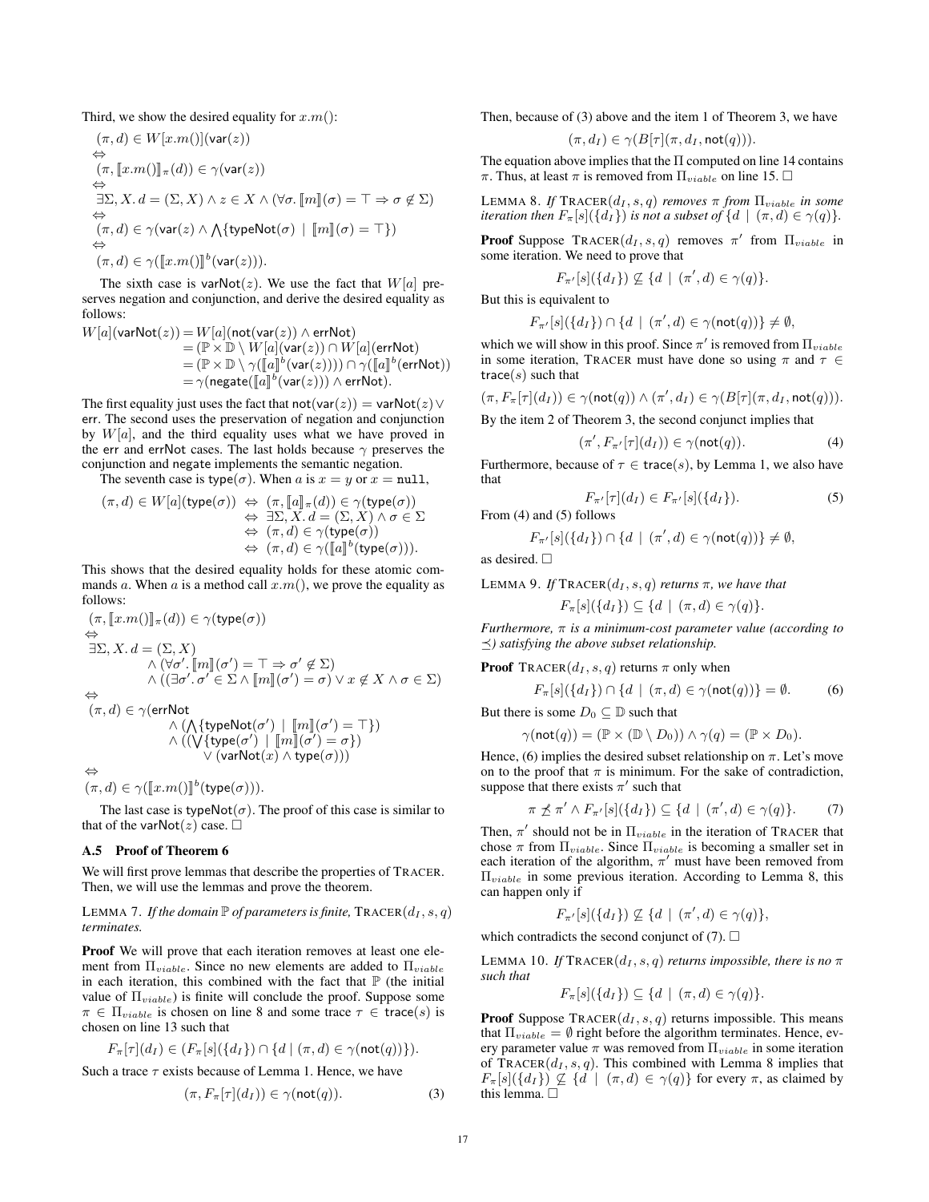Third, we show the desired equality for $x.m()$:

$$
\begin{array}{l}
(\pi, d) \in W[x.m()](\mathsf{var}(z)) \\
\Leftrightarrow \\
(\pi, [\![x.m()]\!]_\pi(d)) \in \gamma(\mathsf{var}(z)) \\
\Leftrightarrow \\
\exists \Sigma, X.\, d = (\Sigma, X) \wedge z \in X \wedge (\forall \sigma.\, [\![m]\!](\sigma) = \top \Rightarrow \sigma \notin \Sigma) \\
\Leftrightarrow \\
(\pi, d) \in \gamma(\mathsf{var}(z) \wedge \bigwedge\{\mathsf{typeNot}(\sigma) \mid [\![m]\!](\sigma) = \top\}) \\
\Leftrightarrow \\
(\pi, d) \in \gamma([\![x.m()]\!]^b(\mathsf{var}(z))).
\end{array}
$$

The sixth case is $\mathsf{varNot}(z)$. We use the fact that $W[a]$ preserves negation and conjunction, and derive the desired equality as follows:

$$
\begin{aligned}
W[a](\mathsf{varNot}(z)) &= W[a](\mathsf{not}(\mathsf{var}(z)) \wedge \mathsf{errNot}) \\
&= (\mathbb{P} \times \mathbb{D} \setminus W[a](\mathsf{var}(z)) \cap W[a](\mathsf{errNot}) \\
&= (\mathbb{P} \times \mathbb{D} \setminus \gamma([\![a]\!]^b(\mathsf{var}(z)))) \cap \gamma([\![a]\!]^b(\mathsf{errNot})) \\
&= \gamma(\mathsf{negate}([\![a]\!]^b(\mathsf{var}(z))) \wedge \mathsf{errNot}).
\end{aligned}
$$

The first equality just uses the fact that $\mathsf{not}(\mathsf{var}(z)) = \mathsf{varNot}(z) \vee \mathsf{err}$. The second uses the preservation of negation and conjunction by $W[a]$, and the third equality uses what we have proved in the $\mathsf{err}$ and $\mathsf{errNot}$ cases. The last holds because $\gamma$ preserves the conjunction and $\mathsf{negate}$ implements the semantic negation.

The seventh case is $\mathsf{type}(\sigma)$. When $a$ is $x = y$ or $x = \mathtt{null}$,

$$
\begin{aligned}
(\pi, d) \in W[a](\mathsf{type}(\sigma)) &\Leftrightarrow (\pi, [\![a]\!]_\pi(d)) \in \gamma(\mathsf{type}(\sigma)) \\
&\Leftrightarrow \exists \Sigma, X.\, d = (\Sigma, X) \wedge \sigma \in \Sigma \\
&\Leftrightarrow (\pi, d) \in \gamma(\mathsf{type}(\sigma)) \\
&\Leftrightarrow (\pi, d) \in \gamma([\![a]\!]^b(\mathsf{type}(\sigma))).
\end{aligned}
$$

This shows that the desired equality holds for these atomic commands $a$. When $a$ is a method call $x.m()$, we prove the equality as follows:

$$
\begin{array}{l}
(\pi, [\![x.m()]\!]_\pi(d)) \in \gamma(\mathsf{type}(\sigma)) \\
\Leftrightarrow \\
\exists \Sigma, X.\, d = (\Sigma, X) \\
\qquad \wedge (\forall \sigma'.\, [\![m]\!](\sigma') = \top \Rightarrow \sigma' \notin \Sigma) \\
\qquad \wedge ((\exists \sigma'.\, \sigma' \in \Sigma \wedge [\![m]\!](\sigma') = \sigma) \vee x \notin X \wedge \sigma \in \Sigma) \\
\Leftrightarrow \\
(\pi, d) \in \gamma(\mathsf{errNot} \\
\qquad \wedge (\bigwedge\{\mathsf{typeNot}(\sigma') \mid [\![m]\!](\sigma') = \top\}) \\
\qquad \wedge ((\bigvee\{\mathsf{type}(\sigma') \mid [\![m]\!](\sigma') = \sigma\}) \\
\qquad\quad \vee (\mathsf{varNot}(x) \wedge \mathsf{type}(\sigma))) \\
\Leftrightarrow \\
(\pi, d) \in \gamma([\![x.m()]\!]^b(\mathsf{type}(\sigma))).
\end{array}
$$

The last case is $\mathsf{typeNot}(\sigma)$. The proof of this case is similar to that of the $\mathsf{varNot}(z)$ case. □

### A.5 Proof of Theorem 6

We will first prove lemmas that describe the properties of TRACER. Then, we will use the lemmas and prove the theorem.

LEMMA 7. *If the domain $\mathbb{P}$ of parameters is finite,* $\text{TRACER}(d_I, s, q)$ *terminates.*

**Proof** We will prove that each iteration removes at least one element from $\Pi_{viable}$. Since no new elements are added to $\Pi_{viable}$ in each iteration, this combined with the fact that $\mathbb{P}$ (the initial value of $\Pi_{viable}$) is finite will conclude the proof. Suppose some $\pi \in \Pi_{viable}$ is chosen on line 8 and some trace $\tau \in \mathsf{trace}(s)$ is chosen on line 13 such that

$$F_\pi[\tau](d_I) \in (F_\pi[s](\{d_I\}) \cap \{d \mid (\pi, d) \in \gamma(\mathsf{not}(q))\}).$$

Such a trace $\tau$ exists because of Lemma 1. Hence, we have

$$(\pi, F_\pi[\tau](d_I)) \in \gamma(\mathsf{not}(q)). \tag{3}$$

Then, because of (3) above and the item 1 of Theorem 3, we have

$$(\pi, d_I) \in \gamma(B[\tau](\pi, d_I, \mathsf{not}(q))).$$

The equation above implies that the $\Pi$ computed on line 14 contains $\pi$. Thus, at least $\pi$ is removed from $\Pi_{viable}$ on line 15. □

LEMMA 8. *If* $\text{TRACER}(d_I, s, q)$ *removes $\pi$ from $\Pi_{viable}$ in some iteration then $F_\pi[s](\{d_I\})$ is not a subset of $\{d \mid (\pi, d) \in \gamma(q)\}$.*

**Proof** Suppose $\text{TRACER}(d_I, s, q)$ removes $\pi'$ from $\Pi_{viable}$ in some iteration. We need to prove that

$$F_{\pi'}[s](\{d_I\}) \not\subseteq \{d \mid (\pi', d) \in \gamma(q)\}.$$

But this is equivalent to

$$F_{\pi'}[s](\{d_I\}) \cap \{d \mid (\pi', d) \in \gamma(\mathsf{not}(q))\} \neq \emptyset,$$

which we will show in this proof. Since $\pi'$ is removed from $\Pi_{viable}$ in some iteration, TRACER must have done so using $\pi$ and $\tau \in \mathsf{trace}(s)$ such that

$$(\pi, F_\pi[\tau](d_I)) \in \gamma(\mathsf{not}(q)) \wedge (\pi', d_I) \in \gamma(B[\tau](\pi, d_I, \mathsf{not}(q))).$$

By the item 2 of Theorem 3, the second conjunct implies that

$$(\pi', F_{\pi'}[\tau](d_I)) \in \gamma(\mathsf{not}(q)). \tag{4}$$

Furthermore, because of $\tau \in \mathsf{trace}(s)$, by Lemma 1, we also have that

$$F_{\pi'}[\tau](d_I) \in F_{\pi'}[s](\{d_I\}). \tag{5}$$

From (4) and (5) follows

$$F_{\pi'}[s](\{d_I\}) \cap \{d \mid (\pi', d) \in \gamma(\mathsf{not}(q))\} \neq \emptyset,$$

as desired. □

LEMMA 9. *If* $\text{TRACER}(d_I, s, q)$ *returns $\pi$, we have that*

$$F_\pi[s](\{d_I\}) \subseteq \{d \mid (\pi, d) \in \gamma(q)\}.$$

*Furthermore, $\pi$ is a minimum-cost parameter value (according to $\preceq$) satisfying the above subset relationship.*

**Proof** $\text{TRACER}(d_I, s, q)$ returns $\pi$ only when

$$F_\pi[s](\{d_I\}) \cap \{d \mid (\pi, d) \in \gamma(\mathsf{not}(q))\} = \emptyset. \tag{6}$$

But there is some $D_0 \subseteq \mathbb{D}$ such that

$$\gamma(\mathsf{not}(q)) = (\mathbb{P} \times (\mathbb{D} \setminus D_0)) \wedge \gamma(q) = (\mathbb{P} \times D_0).$$

Hence, (6) implies the desired subset relationship on $\pi$. Let's move on to the proof that $\pi$ is minimum. For the sake of contradiction, suppose that there exists $\pi'$ such that

$$\pi \not\preceq \pi' \wedge F_{\pi'}[s](\{d_I\}) \subseteq \{d \mid (\pi', d) \in \gamma(q)\}. \tag{7}$$

Then, $\pi'$ should not be in $\Pi_{viable}$ in the iteration of TRACER that chose $\pi$ from $\Pi_{viable}$. Since $\Pi_{viable}$ is becoming a smaller set in each iteration of the algorithm, $\pi'$ must have been removed from $\Pi_{viable}$ in some previous iteration. According to Lemma 8, this can happen only if

$$F_{\pi'}[s](\{d_I\}) \not\subseteq \{d \mid (\pi', d) \in \gamma(q)\},$$

which contradicts the second conjunct of (7). □

LEMMA 10. *If* $\text{TRACER}(d_I, s, q)$ *returns impossible, there is no $\pi$ such that*

$$F_\pi[s](\{d_I\}) \subseteq \{d \mid (\pi, d) \in \gamma(q)\}.$$

**Proof** Suppose $\text{TRACER}(d_I, s, q)$ returns impossible. This means that $\Pi_{viable} = \emptyset$ right before the algorithm terminates. Hence, every parameter value $\pi$ was removed from $\Pi_{viable}$ in some iteration of $\text{TRACER}(d_I, s, q)$. This combined with Lemma 8 implies that $F_\pi[s](\{d_I\}) \not\subseteq \{d \mid (\pi, d) \in \gamma(q)\}$ for every $\pi$, as claimed by this lemma. □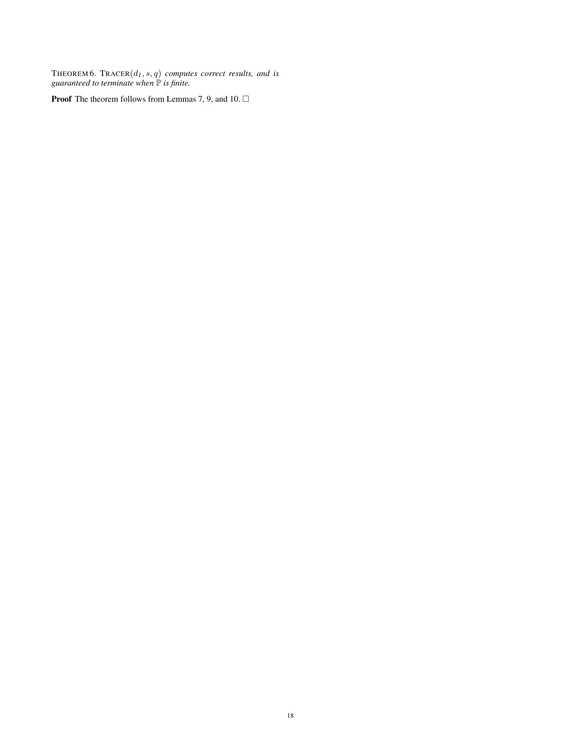THEOREM 6. TRACER$(d_I, s, q)$ *computes correct results, and is guaranteed to terminate when* $\mathbb{P}$ *is finite.*

**Proof** The theorem follows from Lemmas 7, 9, and 10. □